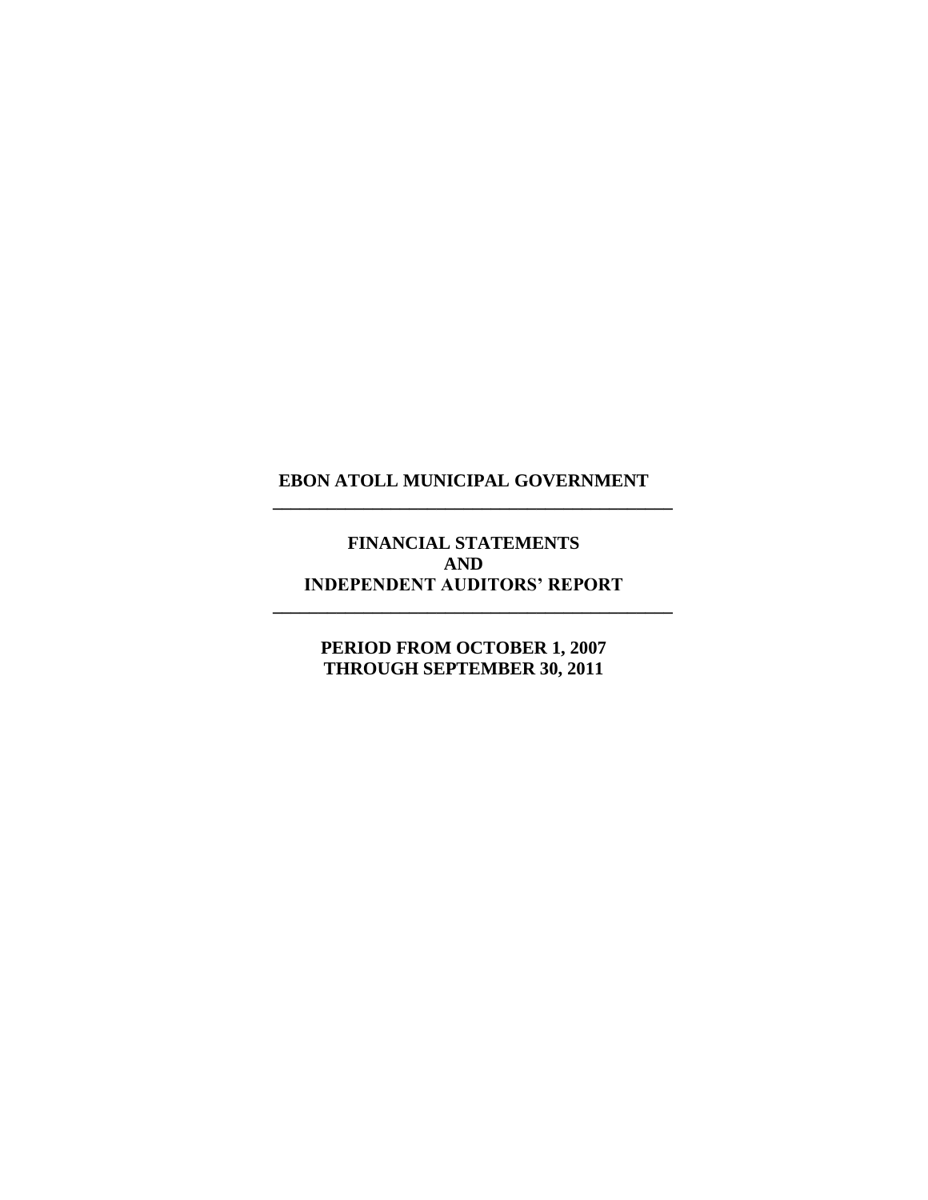# EBON ATOLL MUNICIPAL GOVERNMENT

---

## FINANCIAL STATEMENTS
## AND
## INDEPENDENT AUDITORS' REPORT

---

**PERIOD FROM OCTOBER 1, 2007**
**THROUGH SEPTEMBER 30, 2011**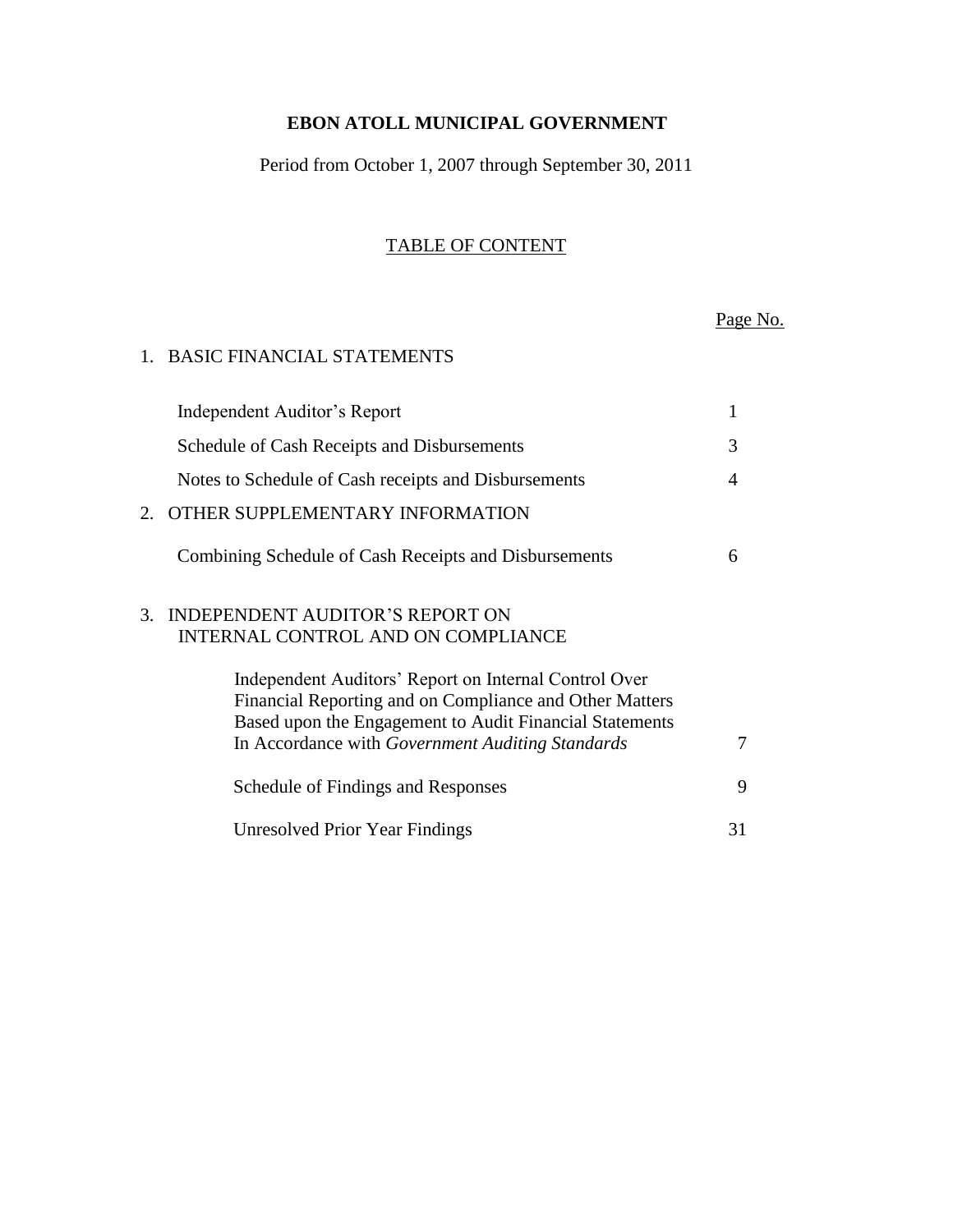**EBON ATOLL MUNICIPAL GOVERNMENT**

Period from October 1, 2007 through September 30, 2011

TABLE OF CONTENT

| | Page No. |
|---|---|
| 1. BASIC FINANCIAL STATEMENTS | |
| Independent Auditor's Report | 1 |
| Schedule of Cash Receipts and Disbursements | 3 |
| Notes to Schedule of Cash receipts and Disbursements | 4 |
| 2. OTHER SUPPLEMENTARY INFORMATION | |
| Combining Schedule of Cash Receipts and Disbursements | 6 |
| 3. INDEPENDENT AUDITOR'S REPORT ON INTERNAL CONTROL AND ON COMPLIANCE | |
| Independent Auditors' Report on Internal Control Over Financial Reporting and on Compliance and Other Matters Based upon the Engagement to Audit Financial Statements In Accordance with *Government Auditing Standards* | 7 |
| Schedule of Findings and Responses | 9 |
| Unresolved Prior Year Findings | 31 |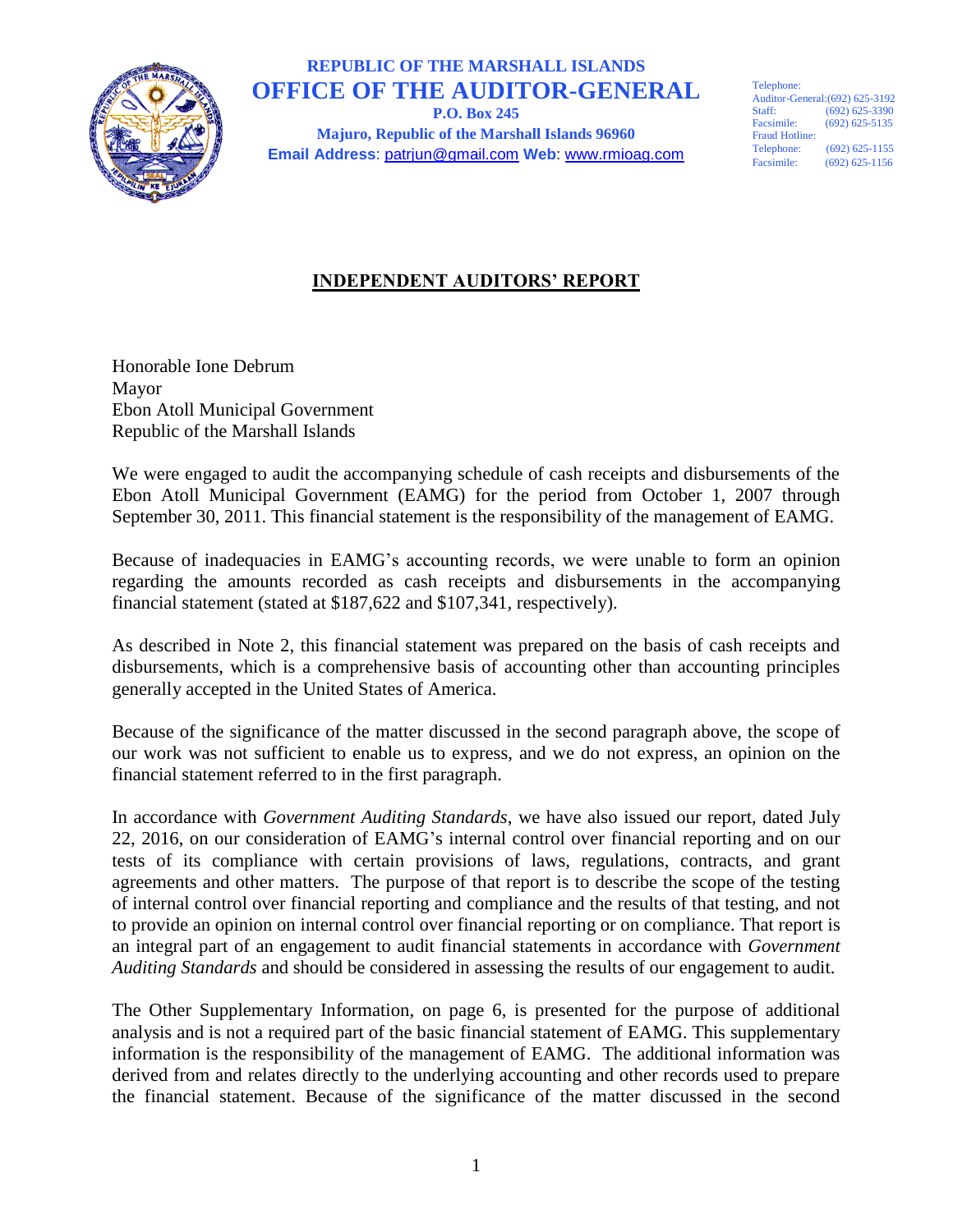**REPUBLIC OF THE MARSHALL ISLANDS**
**OFFICE OF THE AUDITOR-GENERAL**
**P.O. Box 245**
**Majuro, Republic of the Marshall Islands 96960**
**Email Address**: patrjun@gmail.com **Web**: www.rmioag.com

Telephone:
Auditor-General:(692) 625-3192
Staff: (692) 625-3390
Facsimile: (692) 625-5135
Fraud Hotline:
Telephone: (692) 625-1155
Facsimile: (692) 625-1156

## INDEPENDENT AUDITORS' REPORT

Honorable Ione Debrum
Mayor
Ebon Atoll Municipal Government
Republic of the Marshall Islands

We were engaged to audit the accompanying schedule of cash receipts and disbursements of the Ebon Atoll Municipal Government (EAMG) for the period from October 1, 2007 through September 30, 2011. This financial statement is the responsibility of the management of EAMG.

Because of inadequacies in EAMG's accounting records, we were unable to form an opinion regarding the amounts recorded as cash receipts and disbursements in the accompanying financial statement (stated at $187,622 and $107,341, respectively).

As described in Note 2, this financial statement was prepared on the basis of cash receipts and disbursements, which is a comprehensive basis of accounting other than accounting principles generally accepted in the United States of America.

Because of the significance of the matter discussed in the second paragraph above, the scope of our work was not sufficient to enable us to express, and we do not express, an opinion on the financial statement referred to in the first paragraph.

In accordance with *Government Auditing Standards*, we have also issued our report, dated July 22, 2016, on our consideration of EAMG's internal control over financial reporting and on our tests of its compliance with certain provisions of laws, regulations, contracts, and grant agreements and other matters. The purpose of that report is to describe the scope of the testing of internal control over financial reporting and compliance and the results of that testing, and not to provide an opinion on internal control over financial reporting or on compliance. That report is an integral part of an engagement to audit financial statements in accordance with *Government Auditing Standards* and should be considered in assessing the results of our engagement to audit.

The Other Supplementary Information, on page 6, is presented for the purpose of additional analysis and is not a required part of the basic financial statement of EAMG. This supplementary information is the responsibility of the management of EAMG. The additional information was derived from and relates directly to the underlying accounting and other records used to prepare the financial statement. Because of the significance of the matter discussed in the second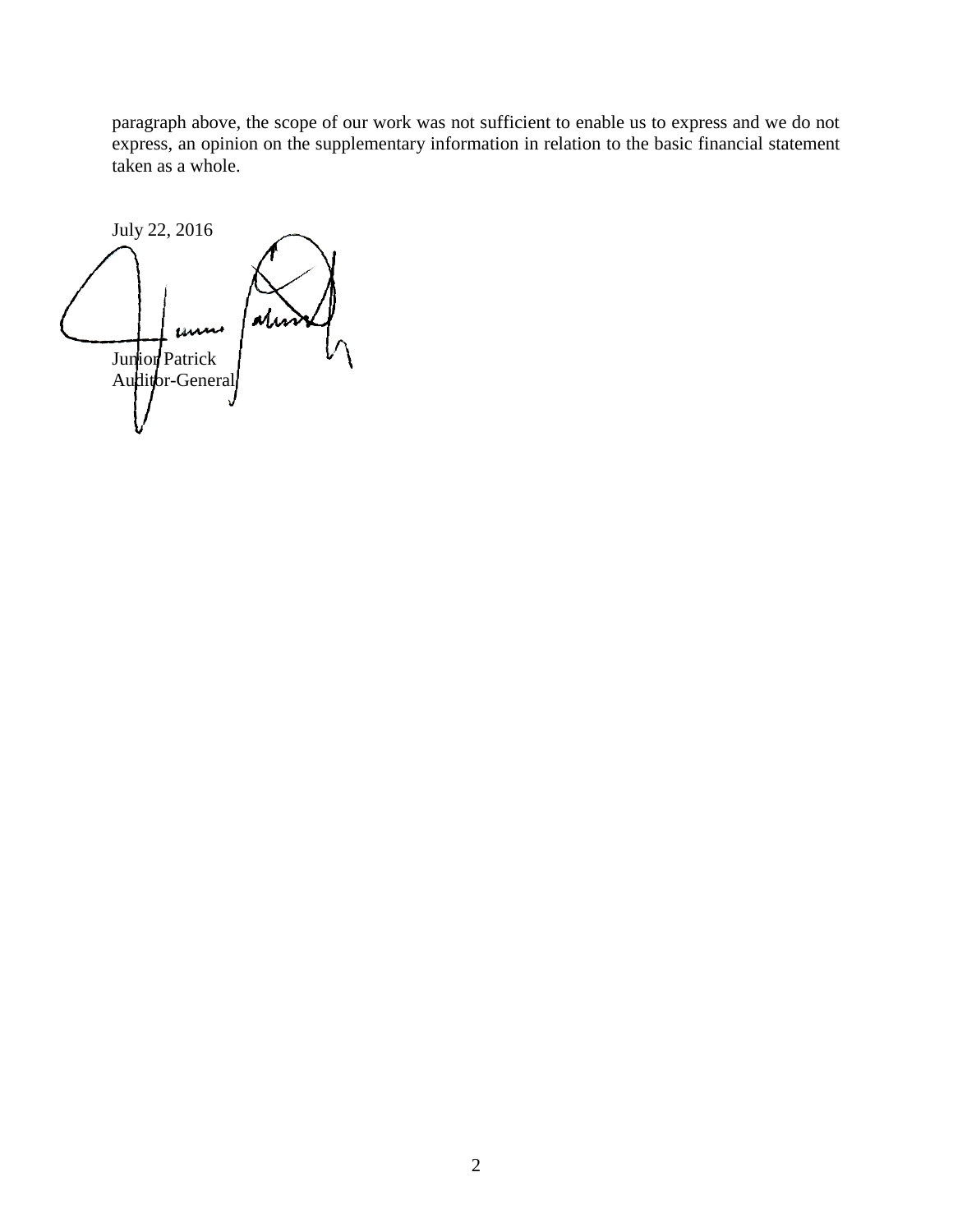paragraph above, the scope of our work was not sufficient to enable us to express and we do not express, an opinion on the supplementary information in relation to the basic financial statement taken as a whole.

July 22, 2016

Junior Patrick
Auditor-General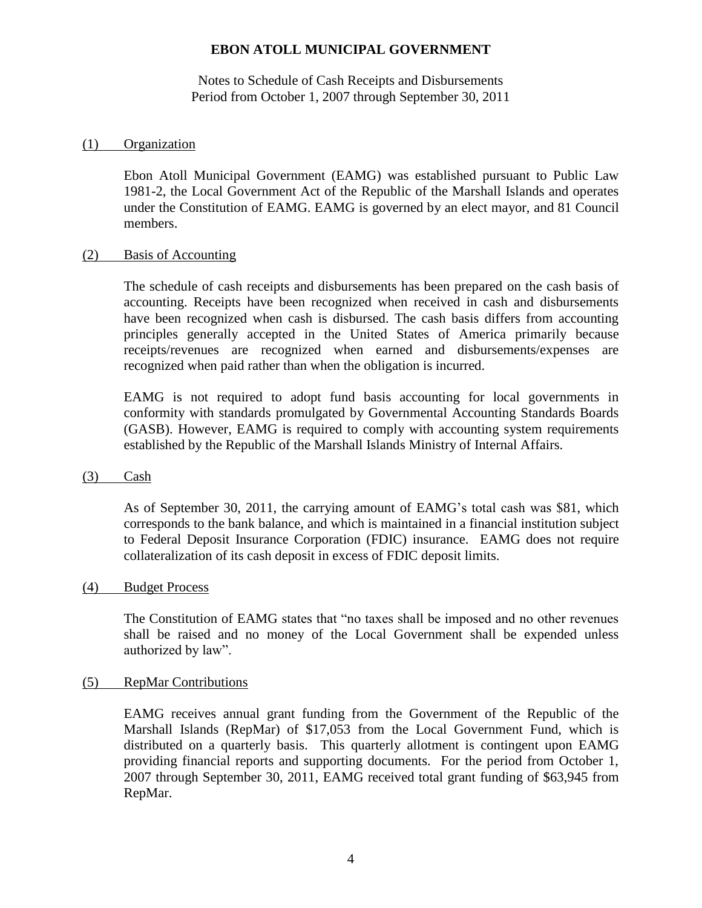**EBON ATOLL MUNICIPAL GOVERNMENT**

Notes to Schedule of Cash Receipts and Disbursements
Period from October 1, 2007 through September 30, 2011

## (1) Organization

Ebon Atoll Municipal Government (EAMG) was established pursuant to Public Law 1981-2, the Local Government Act of the Republic of the Marshall Islands and operates under the Constitution of EAMG. EAMG is governed by an elect mayor, and 81 Council members.

## (2) Basis of Accounting

The schedule of cash receipts and disbursements has been prepared on the cash basis of accounting. Receipts have been recognized when received in cash and disbursements have been recognized when cash is disbursed. The cash basis differs from accounting principles generally accepted in the United States of America primarily because receipts/revenues are recognized when earned and disbursements/expenses are recognized when paid rather than when the obligation is incurred.

EAMG is not required to adopt fund basis accounting for local governments in conformity with standards promulgated by Governmental Accounting Standards Boards (GASB). However, EAMG is required to comply with accounting system requirements established by the Republic of the Marshall Islands Ministry of Internal Affairs.

## (3) Cash

As of September 30, 2011, the carrying amount of EAMG's total cash was $81, which corresponds to the bank balance, and which is maintained in a financial institution subject to Federal Deposit Insurance Corporation (FDIC) insurance. EAMG does not require collateralization of its cash deposit in excess of FDIC deposit limits.

## (4) Budget Process

The Constitution of EAMG states that "no taxes shall be imposed and no other revenues shall be raised and no money of the Local Government shall be expended unless authorized by law".

## (5) RepMar Contributions

EAMG receives annual grant funding from the Government of the Republic of the Marshall Islands (RepMar) of $17,053 from the Local Government Fund, which is distributed on a quarterly basis. This quarterly allotment is contingent upon EAMG providing financial reports and supporting documents. For the period from October 1, 2007 through September 30, 2011, EAMG received total grant funding of $63,945 from RepMar.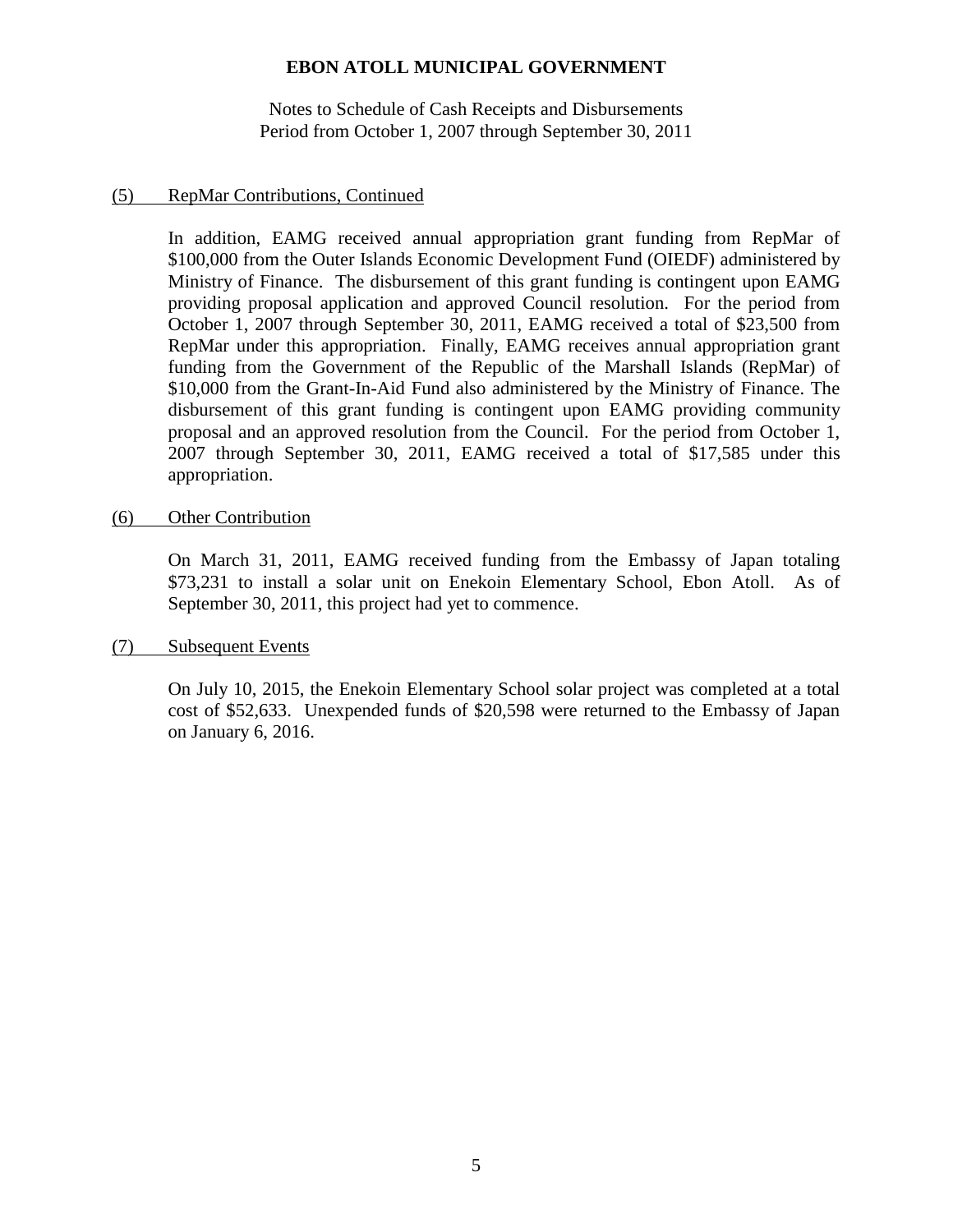**EBON ATOLL MUNICIPAL GOVERNMENT**

Notes to Schedule of Cash Receipts and Disbursements
Period from October 1, 2007 through September 30, 2011

(5) RepMar Contributions, Continued

In addition, EAMG received annual appropriation grant funding from RepMar of $100,000 from the Outer Islands Economic Development Fund (OIEDF) administered by Ministry of Finance. The disbursement of this grant funding is contingent upon EAMG providing proposal application and approved Council resolution. For the period from October 1, 2007 through September 30, 2011, EAMG received a total of $23,500 from RepMar under this appropriation. Finally, EAMG receives annual appropriation grant funding from the Government of the Republic of the Marshall Islands (RepMar) of $10,000 from the Grant-In-Aid Fund also administered by the Ministry of Finance. The disbursement of this grant funding is contingent upon EAMG providing community proposal and an approved resolution from the Council. For the period from October 1, 2007 through September 30, 2011, EAMG received a total of $17,585 under this appropriation.

(6) Other Contribution

On March 31, 2011, EAMG received funding from the Embassy of Japan totaling $73,231 to install a solar unit on Enekoin Elementary School, Ebon Atoll. As of September 30, 2011, this project had yet to commence.

(7) Subsequent Events

On July 10, 2015, the Enekoin Elementary School solar project was completed at a total cost of $52,633. Unexpended funds of $20,598 were returned to the Embassy of Japan on January 6, 2016.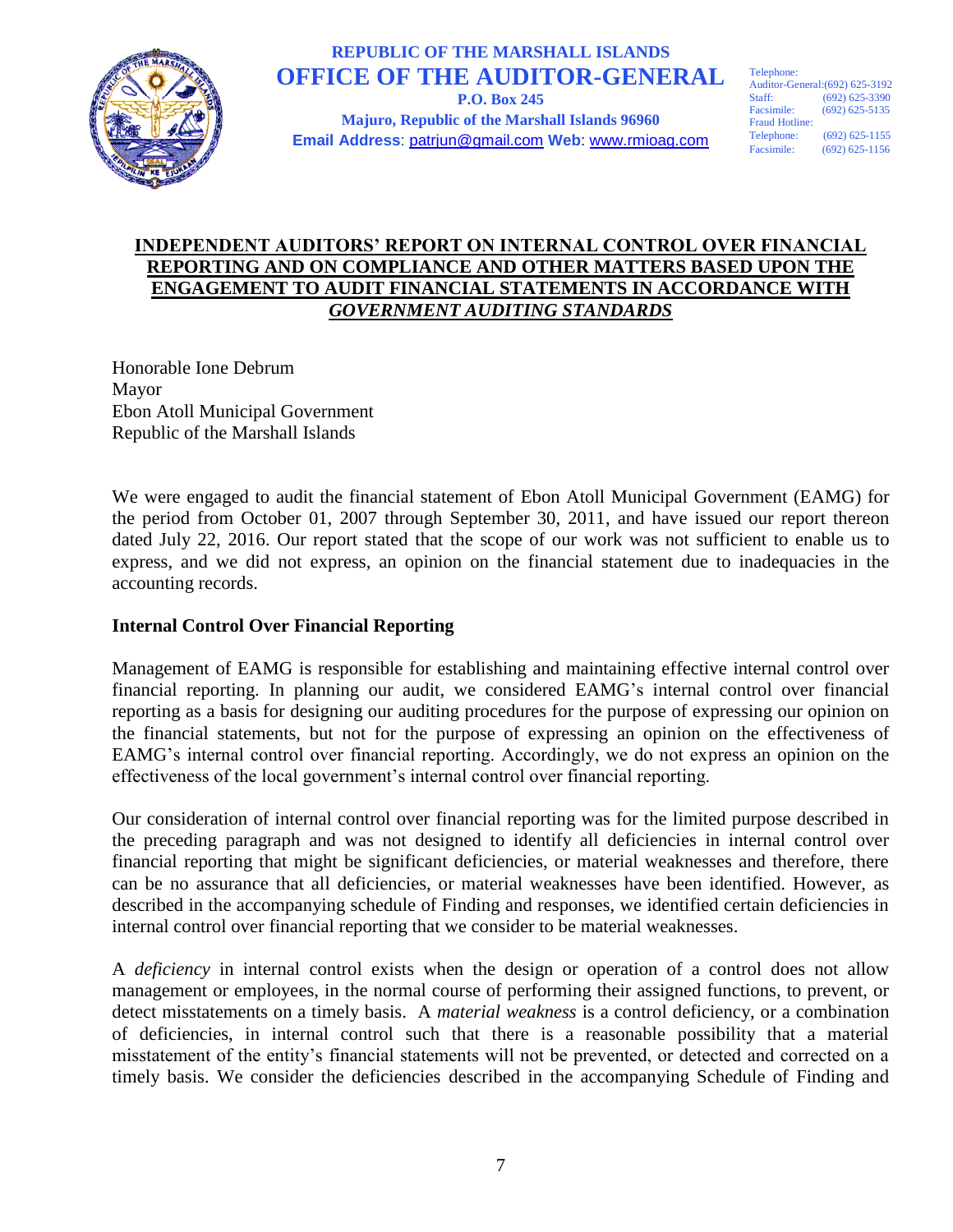**REPUBLIC OF THE MARSHALL ISLANDS**
**OFFICE OF THE AUDITOR-GENERAL**
**P.O. Box 245**
**Majuro, Republic of the Marshall Islands 96960**
**Email Address**: patrjun@gmail.com **Web**: www.rmioag.com

Telephone:
Auditor-General:(692) 625-3192
Staff: (692) 625-3390
Facsimile: (692) 625-5135
Fraud Hotline:
Telephone: (692) 625-1155
Facsimile: (692) 625-1156

## INDEPENDENT AUDITORS' REPORT ON INTERNAL CONTROL OVER FINANCIAL REPORTING AND ON COMPLIANCE AND OTHER MATTERS BASED UPON THE ENGAGEMENT TO AUDIT FINANCIAL STATEMENTS IN ACCORDANCE WITH *GOVERNMENT AUDITING STANDARDS*

Honorable Ione Debrum
Mayor
Ebon Atoll Municipal Government
Republic of the Marshall Islands

We were engaged to audit the financial statement of Ebon Atoll Municipal Government (EAMG) for the period from October 01, 2007 through September 30, 2011, and have issued our report thereon dated July 22, 2016. Our report stated that the scope of our work was not sufficient to enable us to express, and we did not express, an opinion on the financial statement due to inadequacies in the accounting records.

**Internal Control Over Financial Reporting**

Management of EAMG is responsible for establishing and maintaining effective internal control over financial reporting. In planning our audit, we considered EAMG's internal control over financial reporting as a basis for designing our auditing procedures for the purpose of expressing our opinion on the financial statements, but not for the purpose of expressing an opinion on the effectiveness of EAMG's internal control over financial reporting. Accordingly, we do not express an opinion on the effectiveness of the local government's internal control over financial reporting.

Our consideration of internal control over financial reporting was for the limited purpose described in the preceding paragraph and was not designed to identify all deficiencies in internal control over financial reporting that might be significant deficiencies, or material weaknesses and therefore, there can be no assurance that all deficiencies, or material weaknesses have been identified. However, as described in the accompanying schedule of Finding and responses, we identified certain deficiencies in internal control over financial reporting that we consider to be material weaknesses.

A *deficiency* in internal control exists when the design or operation of a control does not allow management or employees, in the normal course of performing their assigned functions, to prevent, or detect misstatements on a timely basis. A *material weakness* is a control deficiency, or a combination of deficiencies, in internal control such that there is a reasonable possibility that a material misstatement of the entity's financial statements will not be prevented, or detected and corrected on a timely basis. We consider the deficiencies described in the accompanying Schedule of Finding and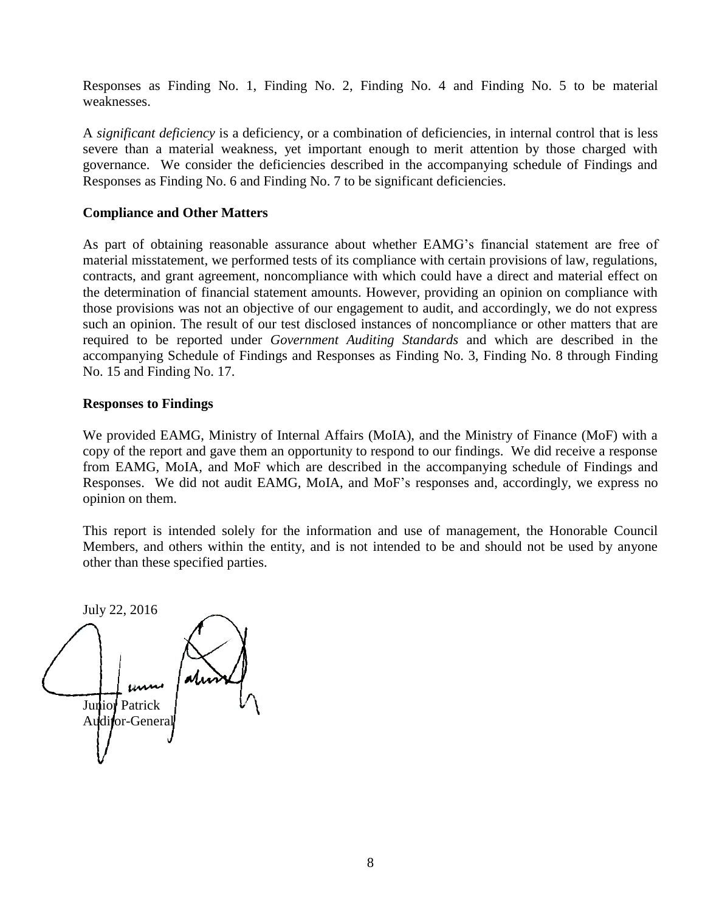Responses as Finding No. 1, Finding No. 2, Finding No. 4 and Finding No. 5 to be material weaknesses.

A *significant deficiency* is a deficiency, or a combination of deficiencies, in internal control that is less severe than a material weakness, yet important enough to merit attention by those charged with governance. We consider the deficiencies described in the accompanying schedule of Findings and Responses as Finding No. 6 and Finding No. 7 to be significant deficiencies.

**Compliance and Other Matters**

As part of obtaining reasonable assurance about whether EAMG's financial statement are free of material misstatement, we performed tests of its compliance with certain provisions of law, regulations, contracts, and grant agreement, noncompliance with which could have a direct and material effect on the determination of financial statement amounts. However, providing an opinion on compliance with those provisions was not an objective of our engagement to audit, and accordingly, we do not express such an opinion. The result of our test disclosed instances of noncompliance or other matters that are required to be reported under *Government Auditing Standards* and which are described in the accompanying Schedule of Findings and Responses as Finding No. 3, Finding No. 8 through Finding No. 15 and Finding No. 17.

**Responses to Findings**

We provided EAMG, Ministry of Internal Affairs (MoIA), and the Ministry of Finance (MoF) with a copy of the report and gave them an opportunity to respond to our findings. We did receive a response from EAMG, MoIA, and MoF which are described in the accompanying schedule of Findings and Responses. We did not audit EAMG, MoIA, and MoF's responses and, accordingly, we express no opinion on them.

This report is intended solely for the information and use of management, the Honorable Council Members, and others within the entity, and is not intended to be and should not be used by anyone other than these specified parties.

July 22, 2016

Junior Patrick
Auditor-General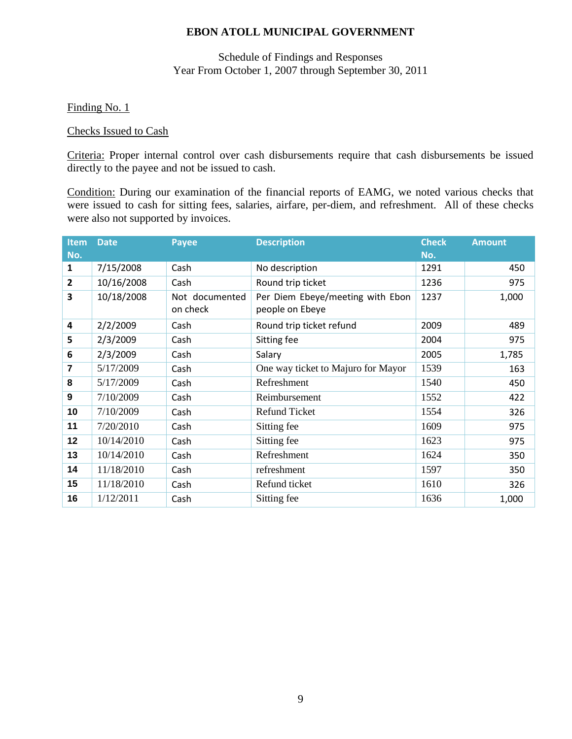**EBON ATOLL MUNICIPAL GOVERNMENT**

Schedule of Findings and Responses
Year From October 1, 2007 through September 30, 2011

Finding No. 1

Checks Issued to Cash

Criteria: Proper internal control over cash disbursements require that cash disbursements be issued directly to the payee and not be issued to cash.

Condition: During our examination of the financial reports of EAMG, we noted various checks that were issued to cash for sitting fees, salaries, airfare, per-diem, and refreshment. All of these checks were also not supported by invoices.

| Item No. | Date | Payee | Description | Check No. | Amount |
|---|---|---|---|---|---|
| 1 | 7/15/2008 | Cash | No description | 1291 | 450 |
| 2 | 10/16/2008 | Cash | Round trip ticket | 1236 | 975 |
| 3 | 10/18/2008 | Not documented on check | Per Diem Ebeye/meeting with Ebon people on Ebeye | 1237 | 1,000 |
| 4 | 2/2/2009 | Cash | Round trip ticket refund | 2009 | 489 |
| 5 | 2/3/2009 | Cash | Sitting fee | 2004 | 975 |
| 6 | 2/3/2009 | Cash | Salary | 2005 | 1,785 |
| 7 | 5/17/2009 | Cash | One way ticket to Majuro for Mayor | 1539 | 163 |
| 8 | 5/17/2009 | Cash | Refreshment | 1540 | 450 |
| 9 | 7/10/2009 | Cash | Reimbursement | 1552 | 422 |
| 10 | 7/10/2009 | Cash | Refund Ticket | 1554 | 326 |
| 11 | 7/20/2010 | Cash | Sitting fee | 1609 | 975 |
| 12 | 10/14/2010 | Cash | Sitting fee | 1623 | 975 |
| 13 | 10/14/2010 | Cash | Refreshment | 1624 | 350 |
| 14 | 11/18/2010 | Cash | refreshment | 1597 | 350 |
| 15 | 11/18/2010 | Cash | Refund ticket | 1610 | 326 |
| 16 | 1/12/2011 | Cash | Sitting fee | 1636 | 1,000 |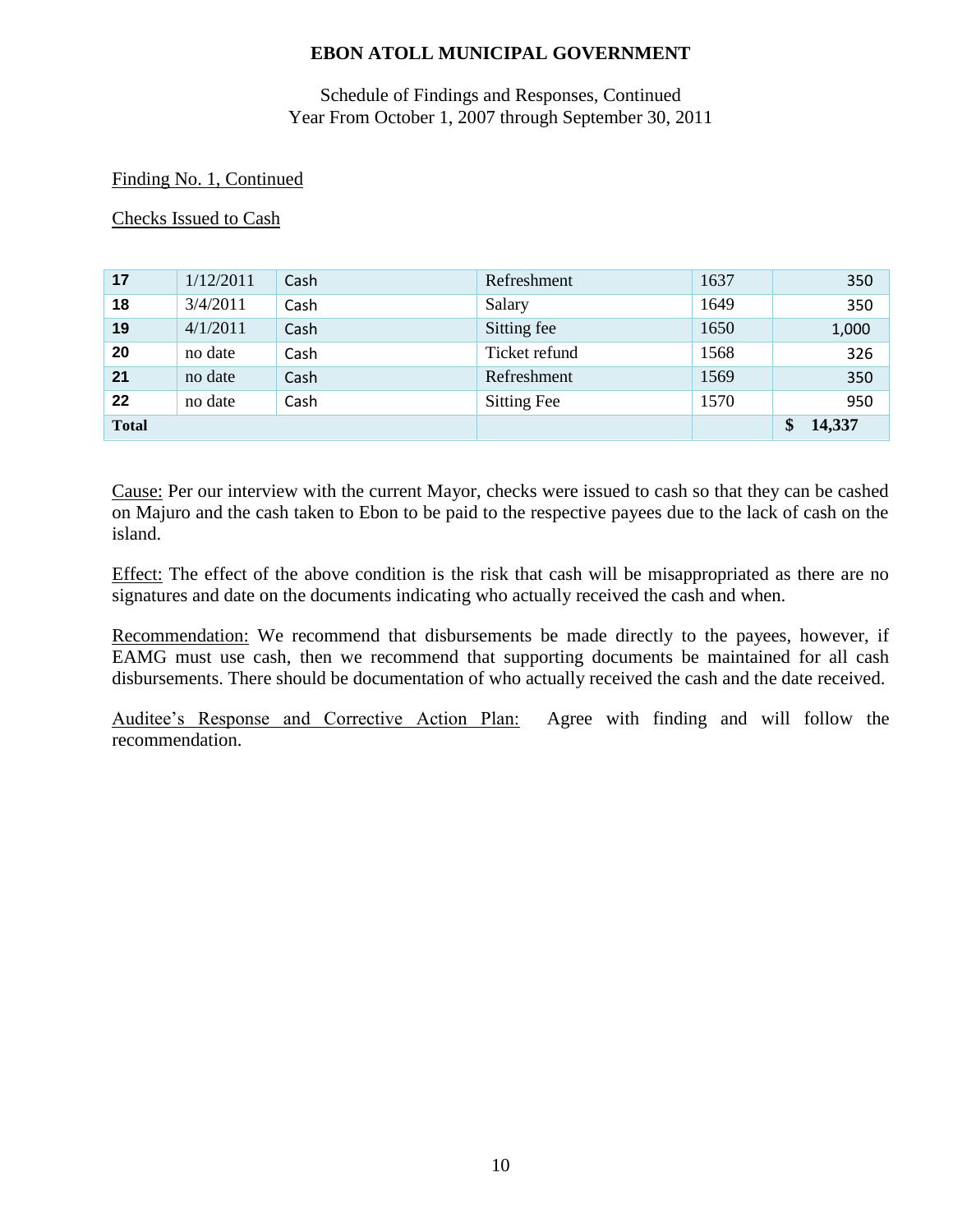**EBON ATOLL MUNICIPAL GOVERNMENT**

Schedule of Findings and Responses, Continued
Year From October 1, 2007 through September 30, 2011

Finding No. 1, Continued

Checks Issued to Cash

| | | | | | |
|---|---|---|---|---|---|
| **17** | 1/12/2011 | Cash | Refreshment | 1637 | 350 |
| **18** | 3/4/2011 | Cash | Salary | 1649 | 350 |
| **19** | 4/1/2011 | Cash | Sitting fee | 1650 | 1,000 |
| **20** | no date | Cash | Ticket refund | 1568 | 326 |
| **21** | no date | Cash | Refreshment | 1569 | 350 |
| **22** | no date | Cash | Sitting Fee | 1570 | 950 |
| **Total** | | | | | **$ 14,337** |

Cause: Per our interview with the current Mayor, checks were issued to cash so that they can be cashed on Majuro and the cash taken to Ebon to be paid to the respective payees due to the lack of cash on the island.

Effect: The effect of the above condition is the risk that cash will be misappropriated as there are no signatures and date on the documents indicating who actually received the cash and when.

Recommendation: We recommend that disbursements be made directly to the payees, however, if EAMG must use cash, then we recommend that supporting documents be maintained for all cash disbursements. There should be documentation of who actually received the cash and the date received.

Auditee's Response and Corrective Action Plan: Agree with finding and will follow the recommendation.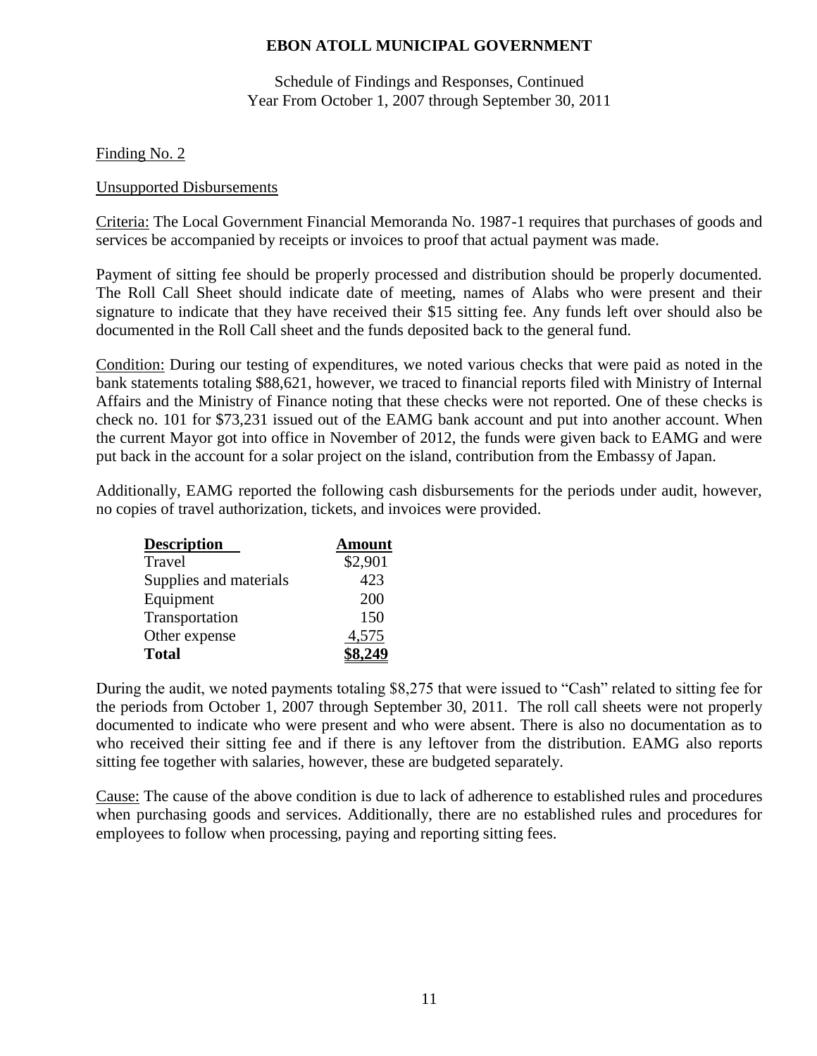Finding No. 2

Unsupported Disbursements

Criteria: The Local Government Financial Memoranda No. 1987-1 requires that purchases of goods and services be accompanied by receipts or invoices to proof that actual payment was made.

Payment of sitting fee should be properly processed and distribution should be properly documented. The Roll Call Sheet should indicate date of meeting, names of Alabs who were present and their signature to indicate that they have received their $15 sitting fee. Any funds left over should also be documented in the Roll Call sheet and the funds deposited back to the general fund.

Condition: During our testing of expenditures, we noted various checks that were paid as noted in the bank statements totaling $88,621, however, we traced to financial reports filed with Ministry of Internal Affairs and the Ministry of Finance noting that these checks were not reported. One of these checks is check no. 101 for $73,231 issued out of the EAMG bank account and put into another account. When the current Mayor got into office in November of 2012, the funds were given back to EAMG and were put back in the account for a solar project on the island, contribution from the Embassy of Japan.

Additionally, EAMG reported the following cash disbursements for the periods under audit, however, no copies of travel authorization, tickets, and invoices were provided.

| Description | Amount |
|---|---|
| Travel | $2,901 |
| Supplies and materials | 423 |
| Equipment | 200 |
| Transportation | 150 |
| Other expense | 4,575 |
| **Total** | **$8,249** |

During the audit, we noted payments totaling $8,275 that were issued to "Cash" related to sitting fee for the periods from October 1, 2007 through September 30, 2011. The roll call sheets were not properly documented to indicate who were present and who were absent. There is also no documentation as to who received their sitting fee and if there is any leftover from the distribution. EAMG also reports sitting fee together with salaries, however, these are budgeted separately.

Cause: The cause of the above condition is due to lack of adherence to established rules and procedures when purchasing goods and services. Additionally, there are no established rules and procedures for employees to follow when processing, paying and reporting sitting fees.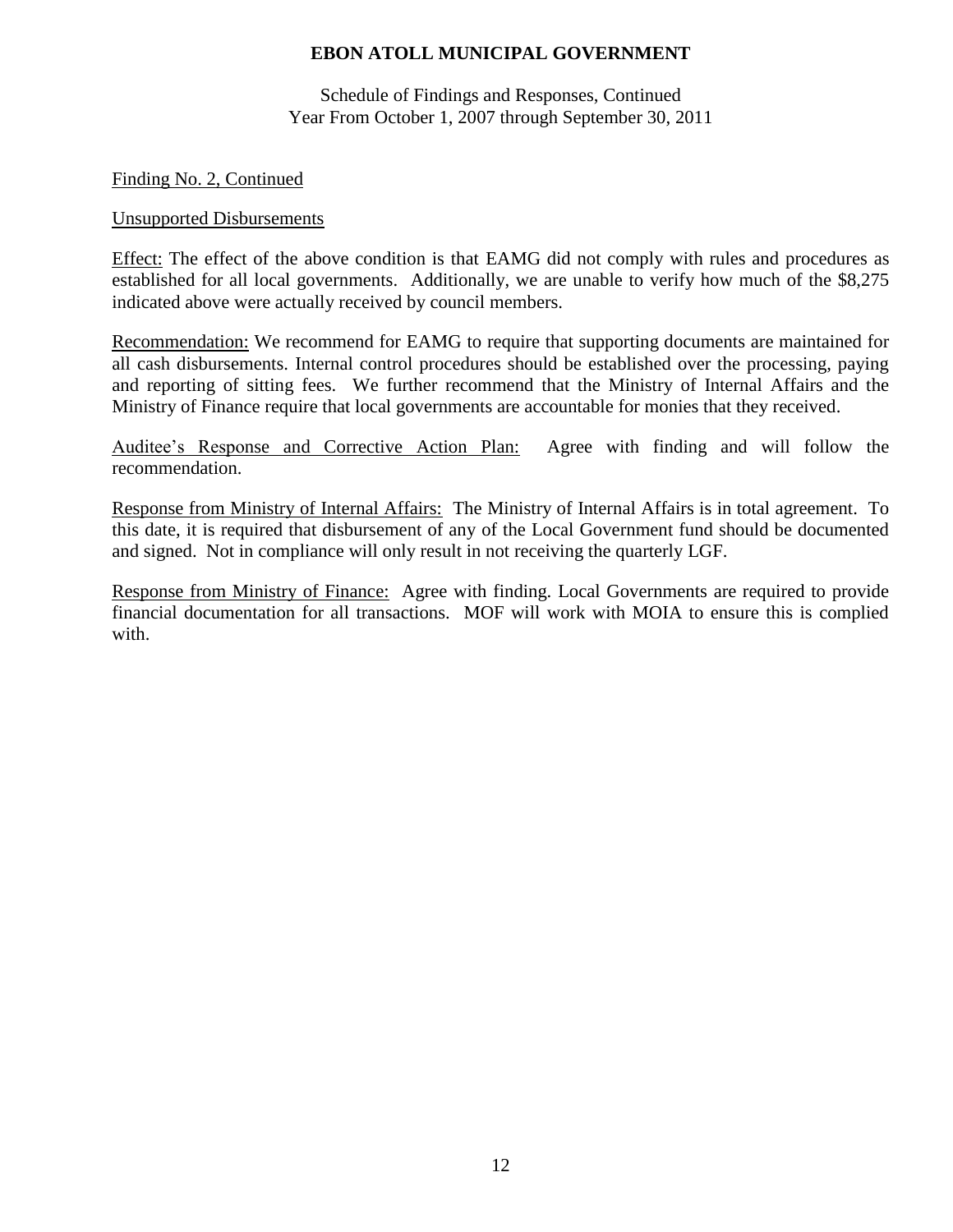# EBON ATOLL MUNICIPAL GOVERNMENT

Schedule of Findings and Responses, Continued
Year From October 1, 2007 through September 30, 2011

Finding No. 2, Continued

Unsupported Disbursements

Effect: The effect of the above condition is that EAMG did not comply with rules and procedures as established for all local governments. Additionally, we are unable to verify how much of the $8,275 indicated above were actually received by council members.

Recommendation: We recommend for EAMG to require that supporting documents are maintained for all cash disbursements. Internal control procedures should be established over the processing, paying and reporting of sitting fees. We further recommend that the Ministry of Internal Affairs and the Ministry of Finance require that local governments are accountable for monies that they received.

Auditee's Response and Corrective Action Plan: Agree with finding and will follow the recommendation.

Response from Ministry of Internal Affairs: The Ministry of Internal Affairs is in total agreement. To this date, it is required that disbursement of any of the Local Government fund should be documented and signed. Not in compliance will only result in not receiving the quarterly LGF.

Response from Ministry of Finance: Agree with finding. Local Governments are required to provide financial documentation for all transactions. MOF will work with MOIA to ensure this is complied with.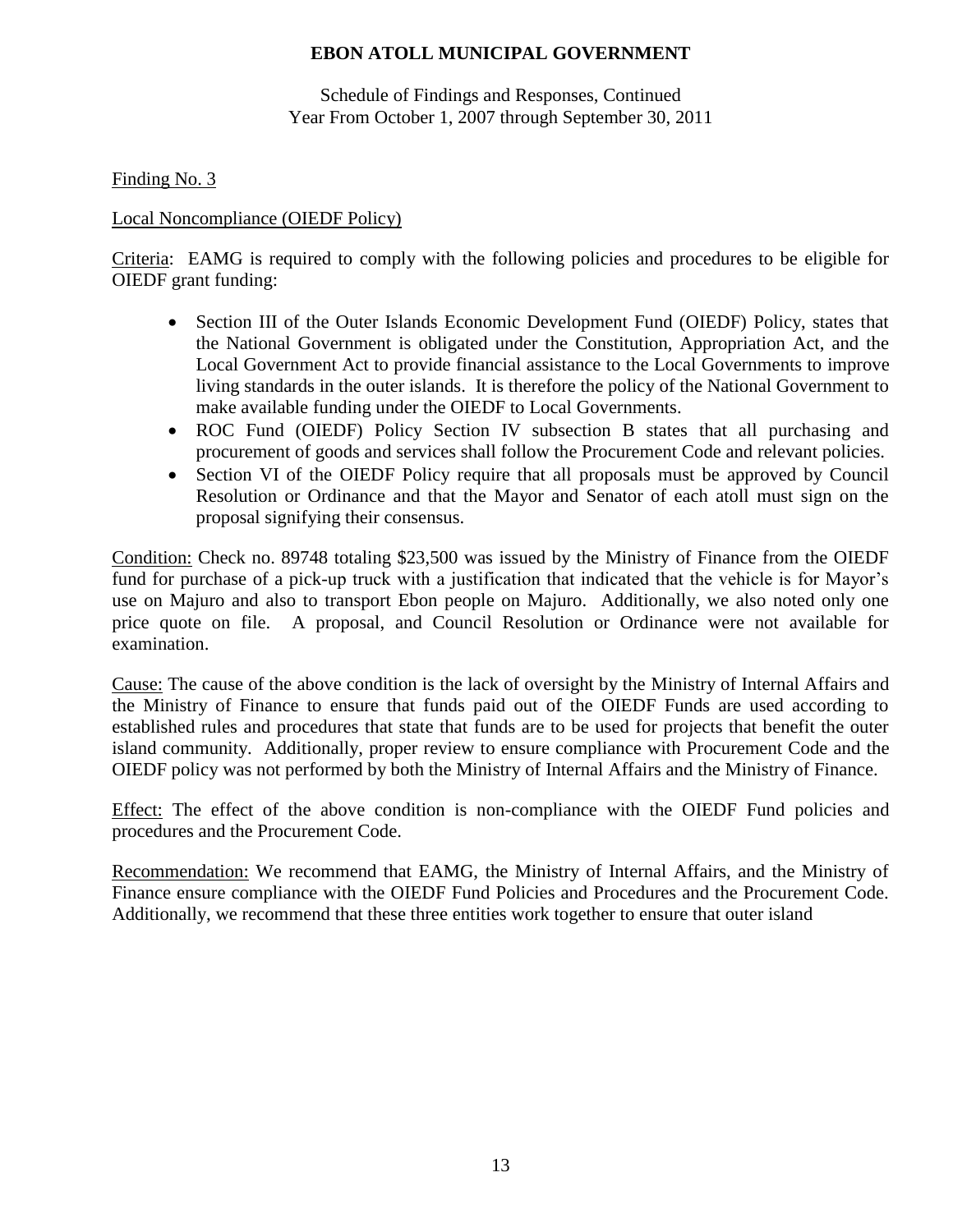# EBON ATOLL MUNICIPAL GOVERNMENT

Schedule of Findings and Responses, Continued
Year From October 1, 2007 through September 30, 2011

Finding No. 3

Local Noncompliance (OIEDF Policy)

Criteria: EAMG is required to comply with the following policies and procedures to be eligible for OIEDF grant funding:

- Section III of the Outer Islands Economic Development Fund (OIEDF) Policy, states that the National Government is obligated under the Constitution, Appropriation Act, and the Local Government Act to provide financial assistance to the Local Governments to improve living standards in the outer islands. It is therefore the policy of the National Government to make available funding under the OIEDF to Local Governments.
- ROC Fund (OIEDF) Policy Section IV subsection B states that all purchasing and procurement of goods and services shall follow the Procurement Code and relevant policies.
- Section VI of the OIEDF Policy require that all proposals must be approved by Council Resolution or Ordinance and that the Mayor and Senator of each atoll must sign on the proposal signifying their consensus.

Condition: Check no. 89748 totaling $23,500 was issued by the Ministry of Finance from the OIEDF fund for purchase of a pick-up truck with a justification that indicated that the vehicle is for Mayor's use on Majuro and also to transport Ebon people on Majuro. Additionally, we also noted only one price quote on file. A proposal, and Council Resolution or Ordinance were not available for examination.

Cause: The cause of the above condition is the lack of oversight by the Ministry of Internal Affairs and the Ministry of Finance to ensure that funds paid out of the OIEDF Funds are used according to established rules and procedures that state that funds are to be used for projects that benefit the outer island community. Additionally, proper review to ensure compliance with Procurement Code and the OIEDF policy was not performed by both the Ministry of Internal Affairs and the Ministry of Finance.

Effect: The effect of the above condition is non-compliance with the OIEDF Fund policies and procedures and the Procurement Code.

Recommendation: We recommend that EAMG, the Ministry of Internal Affairs, and the Ministry of Finance ensure compliance with the OIEDF Fund Policies and Procedures and the Procurement Code. Additionally, we recommend that these three entities work together to ensure that outer island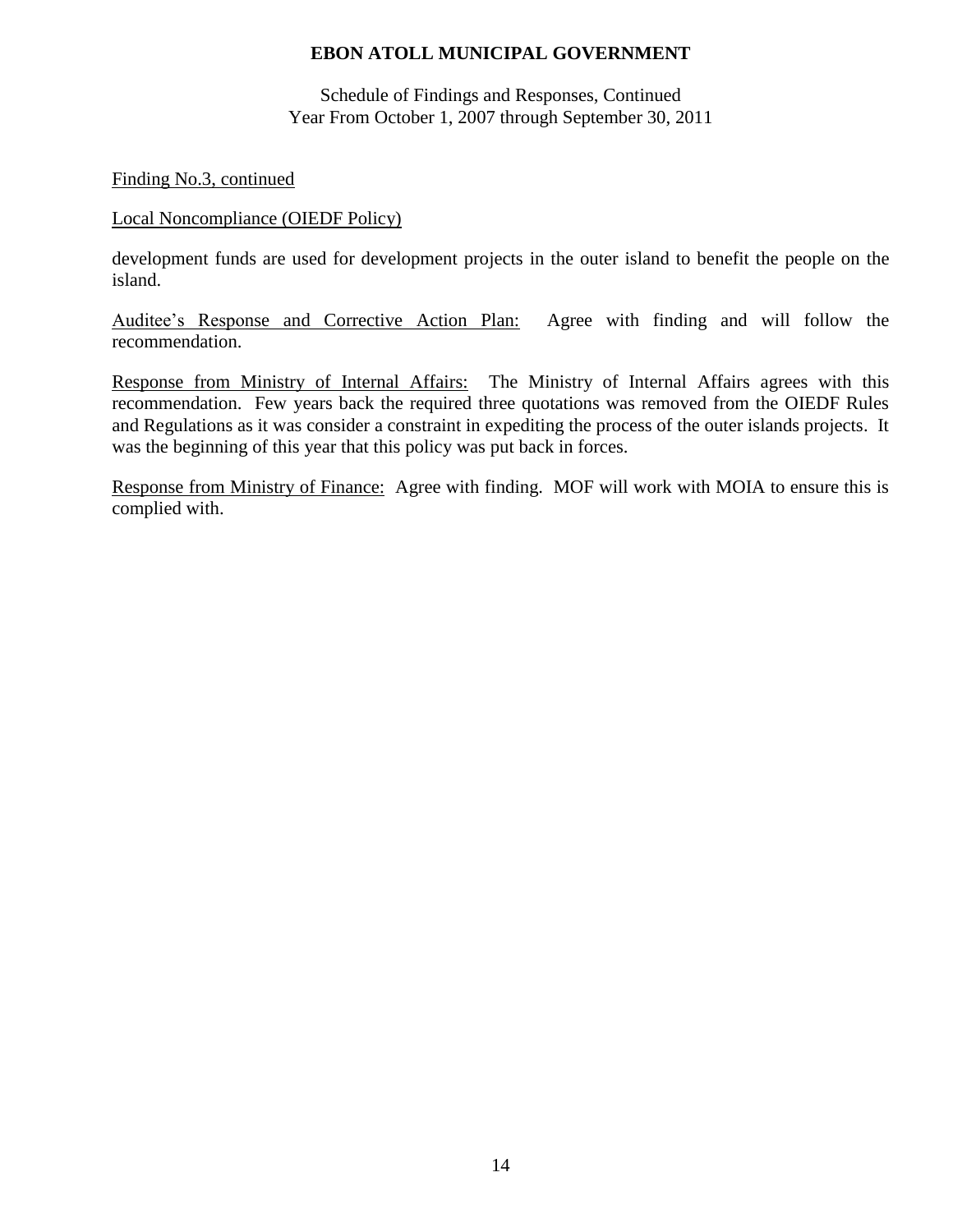**EBON ATOLL MUNICIPAL GOVERNMENT**

Schedule of Findings and Responses, Continued
Year From October 1, 2007 through September 30, 2011

Finding No.3, continued

Local Noncompliance (OIEDF Policy)

development funds are used for development projects in the outer island to benefit the people on the island.

Auditee's Response and Corrective Action Plan: Agree with finding and will follow the recommendation.

Response from Ministry of Internal Affairs: The Ministry of Internal Affairs agrees with this recommendation. Few years back the required three quotations was removed from the OIEDF Rules and Regulations as it was consider a constraint in expediting the process of the outer islands projects. It was the beginning of this year that this policy was put back in forces.

Response from Ministry of Finance: Agree with finding. MOF will work with MOIA to ensure this is complied with.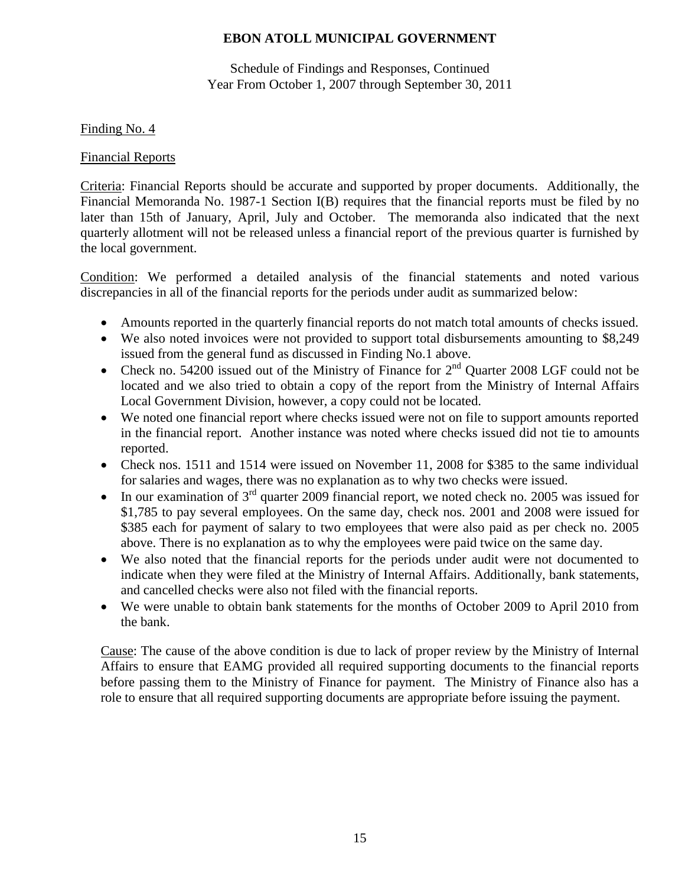# EBON ATOLL MUNICIPAL GOVERNMENT

Schedule of Findings and Responses, Continued
Year From October 1, 2007 through September 30, 2011

Finding No. 4

Financial Reports

Criteria: Financial Reports should be accurate and supported by proper documents. Additionally, the Financial Memoranda No. 1987-1 Section I(B) requires that the financial reports must be filed by no later than 15th of January, April, July and October. The memoranda also indicated that the next quarterly allotment will not be released unless a financial report of the previous quarter is furnished by the local government.

Condition: We performed a detailed analysis of the financial statements and noted various discrepancies in all of the financial reports for the periods under audit as summarized below:

- Amounts reported in the quarterly financial reports do not match total amounts of checks issued.
- We also noted invoices were not provided to support total disbursements amounting to $8,249 issued from the general fund as discussed in Finding No.1 above.
- Check no. 54200 issued out of the Ministry of Finance for 2nd Quarter 2008 LGF could not be located and we also tried to obtain a copy of the report from the Ministry of Internal Affairs Local Government Division, however, a copy could not be located.
- We noted one financial report where checks issued were not on file to support amounts reported in the financial report. Another instance was noted where checks issued did not tie to amounts reported.
- Check nos. 1511 and 1514 were issued on November 11, 2008 for $385 to the same individual for salaries and wages, there was no explanation as to why two checks were issued.
- In our examination of 3rd quarter 2009 financial report, we noted check no. 2005 was issued for $1,785 to pay several employees. On the same day, check nos. 2001 and 2008 were issued for $385 each for payment of salary to two employees that were also paid as per check no. 2005 above. There is no explanation as to why the employees were paid twice on the same day.
- We also noted that the financial reports for the periods under audit were not documented to indicate when they were filed at the Ministry of Internal Affairs. Additionally, bank statements, and cancelled checks were also not filed with the financial reports.
- We were unable to obtain bank statements for the months of October 2009 to April 2010 from the bank.

Cause: The cause of the above condition is due to lack of proper review by the Ministry of Internal Affairs to ensure that EAMG provided all required supporting documents to the financial reports before passing them to the Ministry of Finance for payment. The Ministry of Finance also has a role to ensure that all required supporting documents are appropriate before issuing the payment.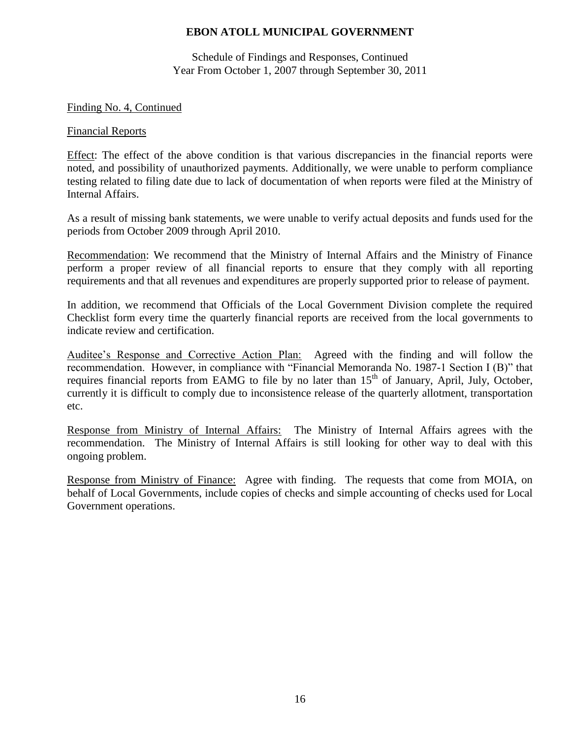**EBON ATOLL MUNICIPAL GOVERNMENT**

Schedule of Findings and Responses, Continued
Year From October 1, 2007 through September 30, 2011

Finding No. 4, Continued

Financial Reports

Effect: The effect of the above condition is that various discrepancies in the financial reports were noted, and possibility of unauthorized payments. Additionally, we were unable to perform compliance testing related to filing date due to lack of documentation of when reports were filed at the Ministry of Internal Affairs.

As a result of missing bank statements, we were unable to verify actual deposits and funds used for the periods from October 2009 through April 2010.

Recommendation: We recommend that the Ministry of Internal Affairs and the Ministry of Finance perform a proper review of all financial reports to ensure that they comply with all reporting requirements and that all revenues and expenditures are properly supported prior to release of payment.

In addition, we recommend that Officials of the Local Government Division complete the required Checklist form every time the quarterly financial reports are received from the local governments to indicate review and certification.

Auditee's Response and Corrective Action Plan: Agreed with the finding and will follow the recommendation. However, in compliance with "Financial Memoranda No. 1987-1 Section I (B)" that requires financial reports from EAMG to file by no later than 15th of January, April, July, October, currently it is difficult to comply due to inconsistence release of the quarterly allotment, transportation etc.

Response from Ministry of Internal Affairs: The Ministry of Internal Affairs agrees with the recommendation. The Ministry of Internal Affairs is still looking for other way to deal with this ongoing problem.

Response from Ministry of Finance: Agree with finding. The requests that come from MOIA, on behalf of Local Governments, include copies of checks and simple accounting of checks used for Local Government operations.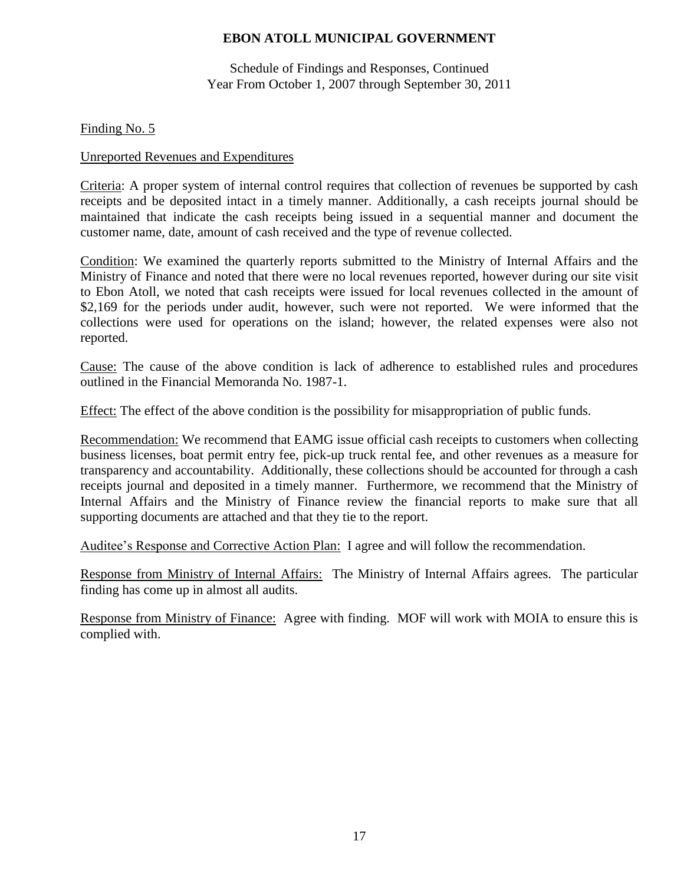**EBON ATOLL MUNICIPAL GOVERNMENT**

Schedule of Findings and Responses, Continued
Year From October 1, 2007 through September 30, 2011

Finding No. 5

Unreported Revenues and Expenditures

Criteria: A proper system of internal control requires that collection of revenues be supported by cash receipts and be deposited intact in a timely manner. Additionally, a cash receipts journal should be maintained that indicate the cash receipts being issued in a sequential manner and document the customer name, date, amount of cash received and the type of revenue collected.

Condition: We examined the quarterly reports submitted to the Ministry of Internal Affairs and the Ministry of Finance and noted that there were no local revenues reported, however during our site visit to Ebon Atoll, we noted that cash receipts were issued for local revenues collected in the amount of $2,169 for the periods under audit, however, such were not reported. We were informed that the collections were used for operations on the island; however, the related expenses were also not reported.

Cause: The cause of the above condition is lack of adherence to established rules and procedures outlined in the Financial Memoranda No. 1987-1.

Effect: The effect of the above condition is the possibility for misappropriation of public funds.

Recommendation: We recommend that EAMG issue official cash receipts to customers when collecting business licenses, boat permit entry fee, pick-up truck rental fee, and other revenues as a measure for transparency and accountability. Additionally, these collections should be accounted for through a cash receipts journal and deposited in a timely manner. Furthermore, we recommend that the Ministry of Internal Affairs and the Ministry of Finance review the financial reports to make sure that all supporting documents are attached and that they tie to the report.

Auditee's Response and Corrective Action Plan: I agree and will follow the recommendation.

Response from Ministry of Internal Affairs: The Ministry of Internal Affairs agrees. The particular finding has come up in almost all audits.

Response from Ministry of Finance: Agree with finding. MOF will work with MOIA to ensure this is complied with.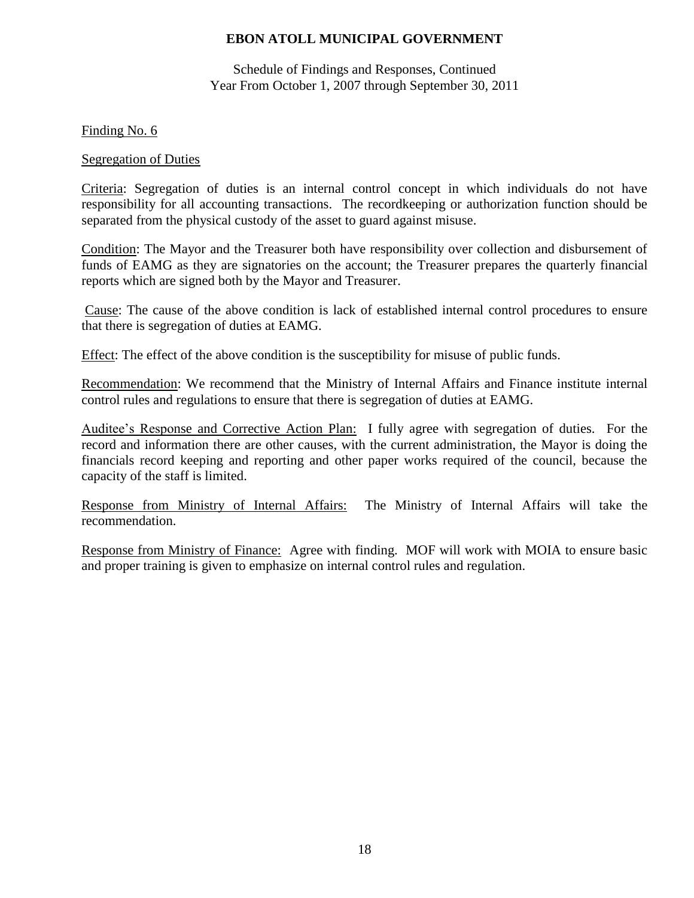# EBON ATOLL MUNICIPAL GOVERNMENT

Schedule of Findings and Responses, Continued
Year From October 1, 2007 through September 30, 2011

Finding No. 6

Segregation of Duties

Criteria: Segregation of duties is an internal control concept in which individuals do not have responsibility for all accounting transactions. The recordkeeping or authorization function should be separated from the physical custody of the asset to guard against misuse.

Condition: The Mayor and the Treasurer both have responsibility over collection and disbursement of funds of EAMG as they are signatories on the account; the Treasurer prepares the quarterly financial reports which are signed both by the Mayor and Treasurer.

Cause: The cause of the above condition is lack of established internal control procedures to ensure that there is segregation of duties at EAMG.

Effect: The effect of the above condition is the susceptibility for misuse of public funds.

Recommendation: We recommend that the Ministry of Internal Affairs and Finance institute internal control rules and regulations to ensure that there is segregation of duties at EAMG.

Auditee's Response and Corrective Action Plan: I fully agree with segregation of duties. For the record and information there are other causes, with the current administration, the Mayor is doing the financials record keeping and reporting and other paper works required of the council, because the capacity of the staff is limited.

Response from Ministry of Internal Affairs: The Ministry of Internal Affairs will take the recommendation.

Response from Ministry of Finance: Agree with finding. MOF will work with MOIA to ensure basic and proper training is given to emphasize on internal control rules and regulation.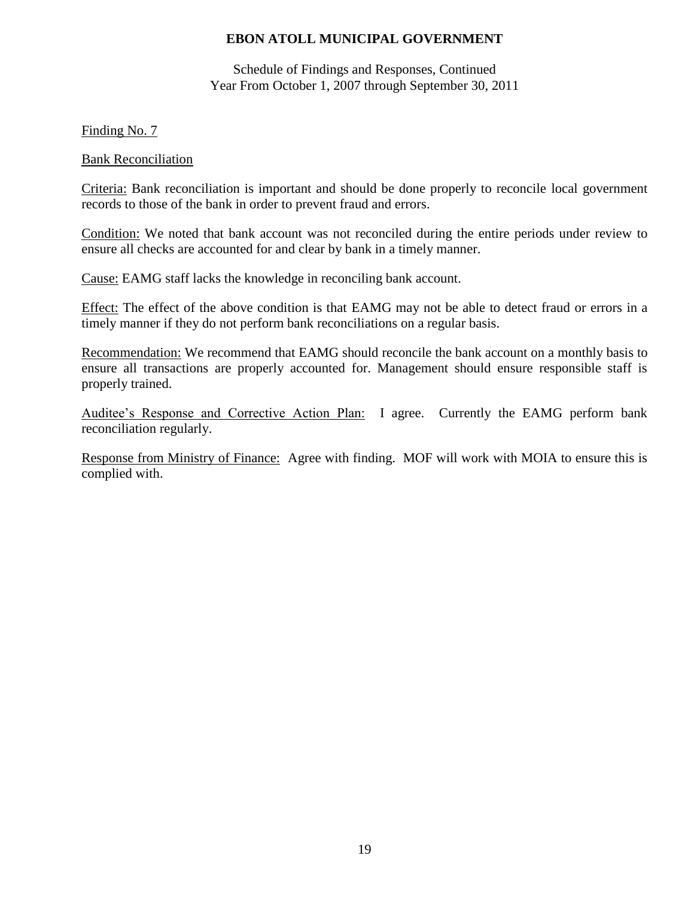# EBON ATOLL MUNICIPAL GOVERNMENT

Schedule of Findings and Responses, Continued
Year From October 1, 2007 through September 30, 2011

Finding No. 7

Bank Reconciliation

Criteria: Bank reconciliation is important and should be done properly to reconcile local government records to those of the bank in order to prevent fraud and errors.

Condition: We noted that bank account was not reconciled during the entire periods under review to ensure all checks are accounted for and clear by bank in a timely manner.

Cause: EAMG staff lacks the knowledge in reconciling bank account.

Effect: The effect of the above condition is that EAMG may not be able to detect fraud or errors in a timely manner if they do not perform bank reconciliations on a regular basis.

Recommendation: We recommend that EAMG should reconcile the bank account on a monthly basis to ensure all transactions are properly accounted for. Management should ensure responsible staff is properly trained.

Auditee's Response and Corrective Action Plan: I agree. Currently the EAMG perform bank reconciliation regularly.

Response from Ministry of Finance: Agree with finding. MOF will work with MOIA to ensure this is complied with.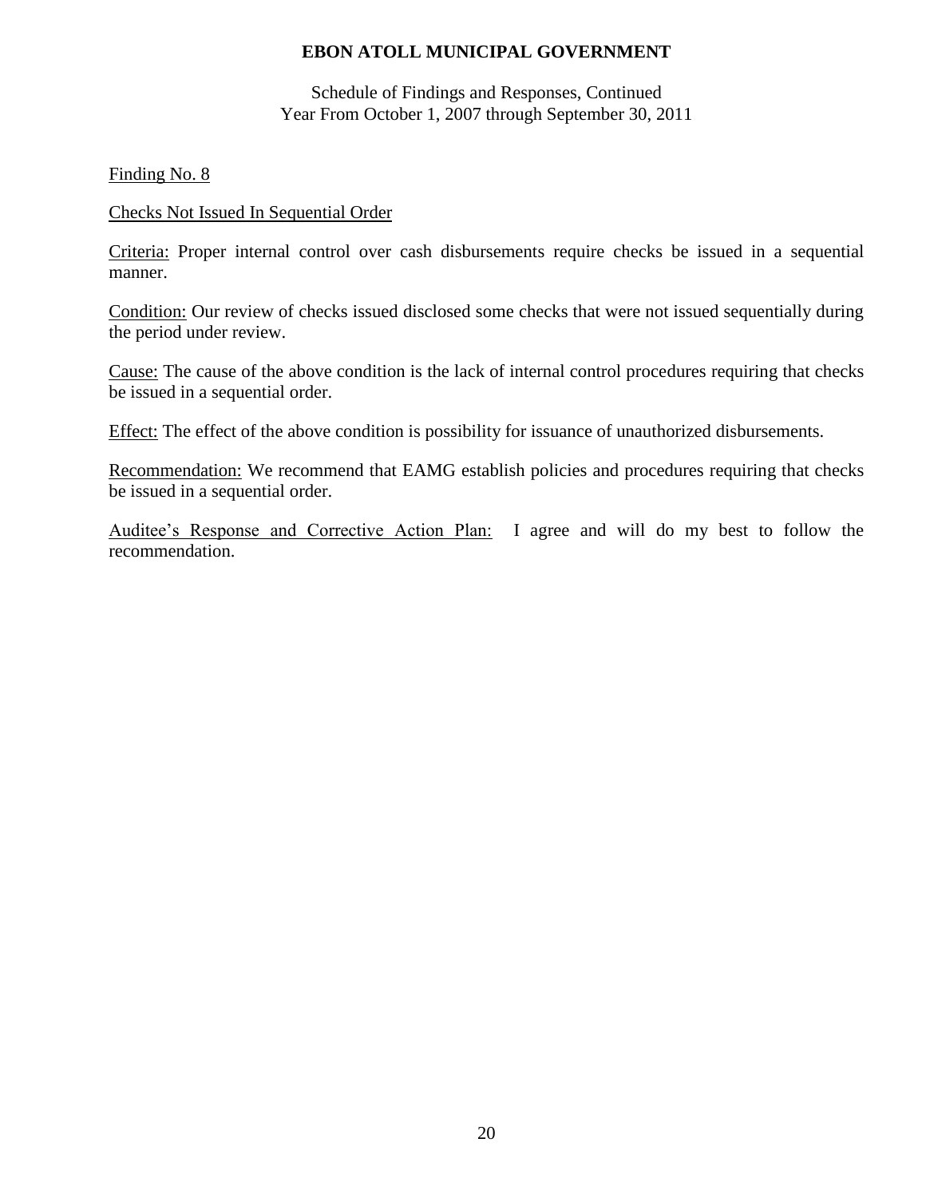**EBON ATOLL MUNICIPAL GOVERNMENT**

Schedule of Findings and Responses, Continued
Year From October 1, 2007 through September 30, 2011

Finding No. 8

Checks Not Issued In Sequential Order

Criteria: Proper internal control over cash disbursements require checks be issued in a sequential manner.

Condition: Our review of checks issued disclosed some checks that were not issued sequentially during the period under review.

Cause: The cause of the above condition is the lack of internal control procedures requiring that checks be issued in a sequential order.

Effect: The effect of the above condition is possibility for issuance of unauthorized disbursements.

Recommendation: We recommend that EAMG establish policies and procedures requiring that checks be issued in a sequential order.

Auditee's Response and Corrective Action Plan: I agree and will do my best to follow the recommendation.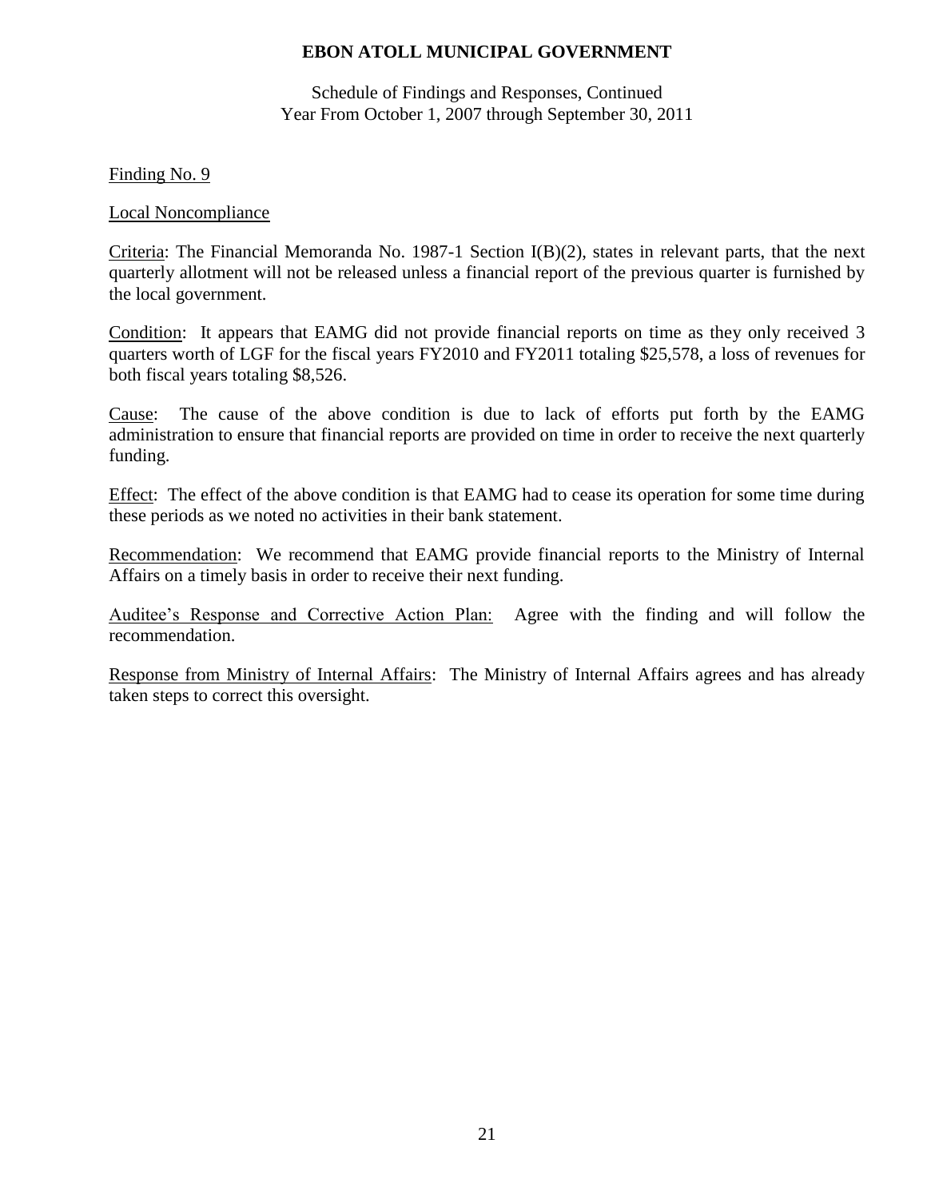# EBON ATOLL MUNICIPAL GOVERNMENT

Schedule of Findings and Responses, Continued
Year From October 1, 2007 through September 30, 2011

Finding No. 9

Local Noncompliance

Criteria: The Financial Memoranda No. 1987-1 Section I(B)(2), states in relevant parts, that the next quarterly allotment will not be released unless a financial report of the previous quarter is furnished by the local government.

Condition: It appears that EAMG did not provide financial reports on time as they only received 3 quarters worth of LGF for the fiscal years FY2010 and FY2011 totaling $25,578, a loss of revenues for both fiscal years totaling $8,526.

Cause: The cause of the above condition is due to lack of efforts put forth by the EAMG administration to ensure that financial reports are provided on time in order to receive the next quarterly funding.

Effect: The effect of the above condition is that EAMG had to cease its operation for some time during these periods as we noted no activities in their bank statement.

Recommendation: We recommend that EAMG provide financial reports to the Ministry of Internal Affairs on a timely basis in order to receive their next funding.

Auditee's Response and Corrective Action Plan: Agree with the finding and will follow the recommendation.

Response from Ministry of Internal Affairs: The Ministry of Internal Affairs agrees and has already taken steps to correct this oversight.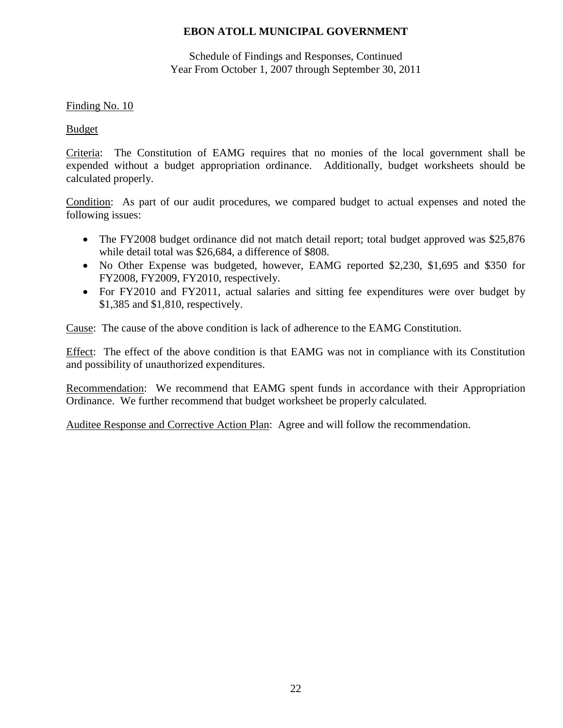# EBON ATOLL MUNICIPAL GOVERNMENT

Schedule of Findings and Responses, Continued
Year From October 1, 2007 through September 30, 2011

Finding No. 10

Budget

Criteria: The Constitution of EAMG requires that no monies of the local government shall be expended without a budget appropriation ordinance. Additionally, budget worksheets should be calculated properly.

Condition: As part of our audit procedures, we compared budget to actual expenses and noted the following issues:

- The FY2008 budget ordinance did not match detail report; total budget approved was $25,876 while detail total was $26,684, a difference of $808.
- No Other Expense was budgeted, however, EAMG reported $2,230, $1,695 and $350 for FY2008, FY2009, FY2010, respectively.
- For FY2010 and FY2011, actual salaries and sitting fee expenditures were over budget by $1,385 and $1,810, respectively.

Cause: The cause of the above condition is lack of adherence to the EAMG Constitution.

Effect: The effect of the above condition is that EAMG was not in compliance with its Constitution and possibility of unauthorized expenditures.

Recommendation: We recommend that EAMG spent funds in accordance with their Appropriation Ordinance. We further recommend that budget worksheet be properly calculated.

Auditee Response and Corrective Action Plan: Agree and will follow the recommendation.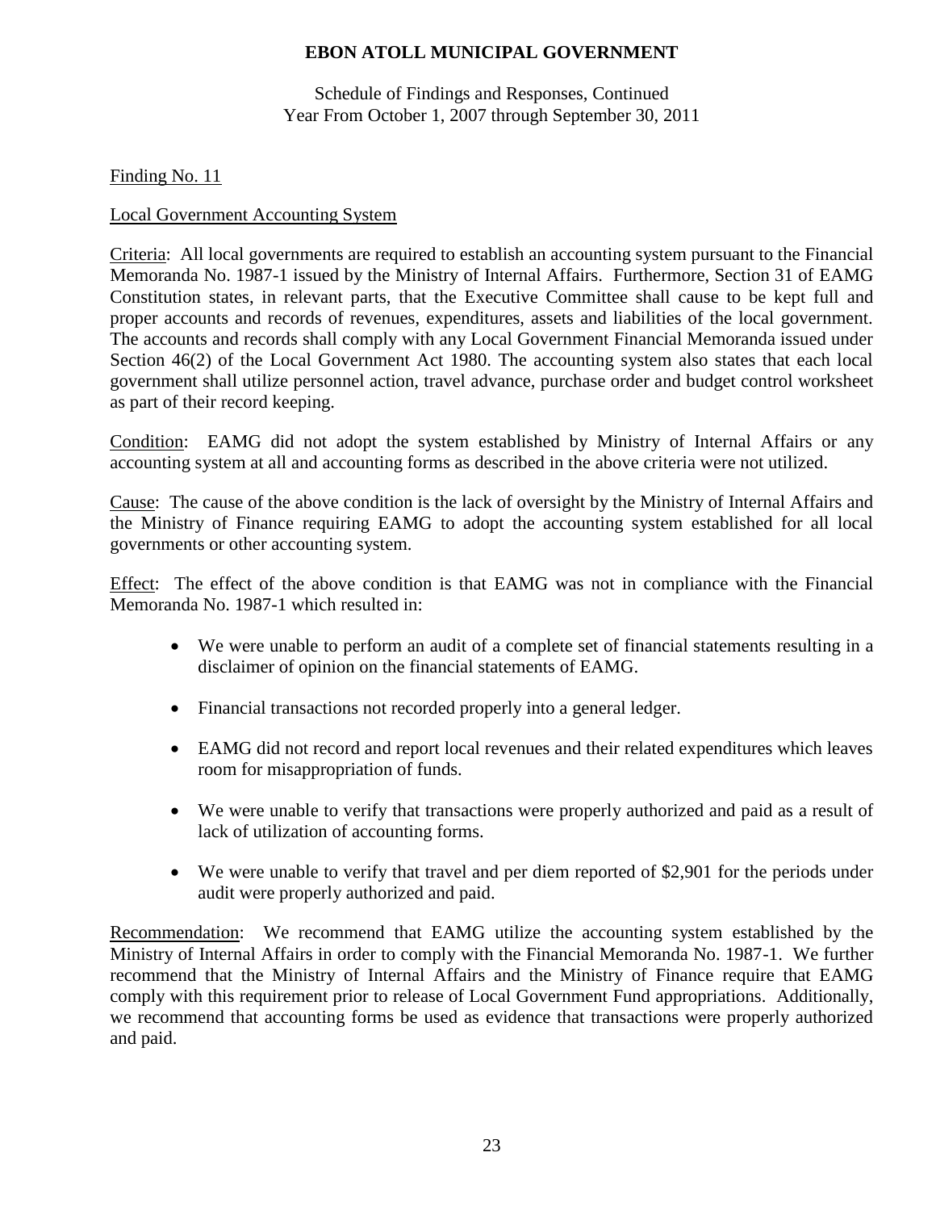# EBON ATOLL MUNICIPAL GOVERNMENT

Schedule of Findings and Responses, Continued
Year From October 1, 2007 through September 30, 2011

Finding No. 11

Local Government Accounting System

Criteria: All local governments are required to establish an accounting system pursuant to the Financial Memoranda No. 1987-1 issued by the Ministry of Internal Affairs. Furthermore, Section 31 of EAMG Constitution states, in relevant parts, that the Executive Committee shall cause to be kept full and proper accounts and records of revenues, expenditures, assets and liabilities of the local government. The accounts and records shall comply with any Local Government Financial Memoranda issued under Section 46(2) of the Local Government Act 1980. The accounting system also states that each local government shall utilize personnel action, travel advance, purchase order and budget control worksheet as part of their record keeping.

Condition: EAMG did not adopt the system established by Ministry of Internal Affairs or any accounting system at all and accounting forms as described in the above criteria were not utilized.

Cause: The cause of the above condition is the lack of oversight by the Ministry of Internal Affairs and the Ministry of Finance requiring EAMG to adopt the accounting system established for all local governments or other accounting system.

Effect: The effect of the above condition is that EAMG was not in compliance with the Financial Memoranda No. 1987-1 which resulted in:

- We were unable to perform an audit of a complete set of financial statements resulting in a disclaimer of opinion on the financial statements of EAMG.
- Financial transactions not recorded properly into a general ledger.
- EAMG did not record and report local revenues and their related expenditures which leaves room for misappropriation of funds.
- We were unable to verify that transactions were properly authorized and paid as a result of lack of utilization of accounting forms.
- We were unable to verify that travel and per diem reported of $2,901 for the periods under audit were properly authorized and paid.

Recommendation: We recommend that EAMG utilize the accounting system established by the Ministry of Internal Affairs in order to comply with the Financial Memoranda No. 1987-1. We further recommend that the Ministry of Internal Affairs and the Ministry of Finance require that EAMG comply with this requirement prior to release of Local Government Fund appropriations. Additionally, we recommend that accounting forms be used as evidence that transactions were properly authorized and paid.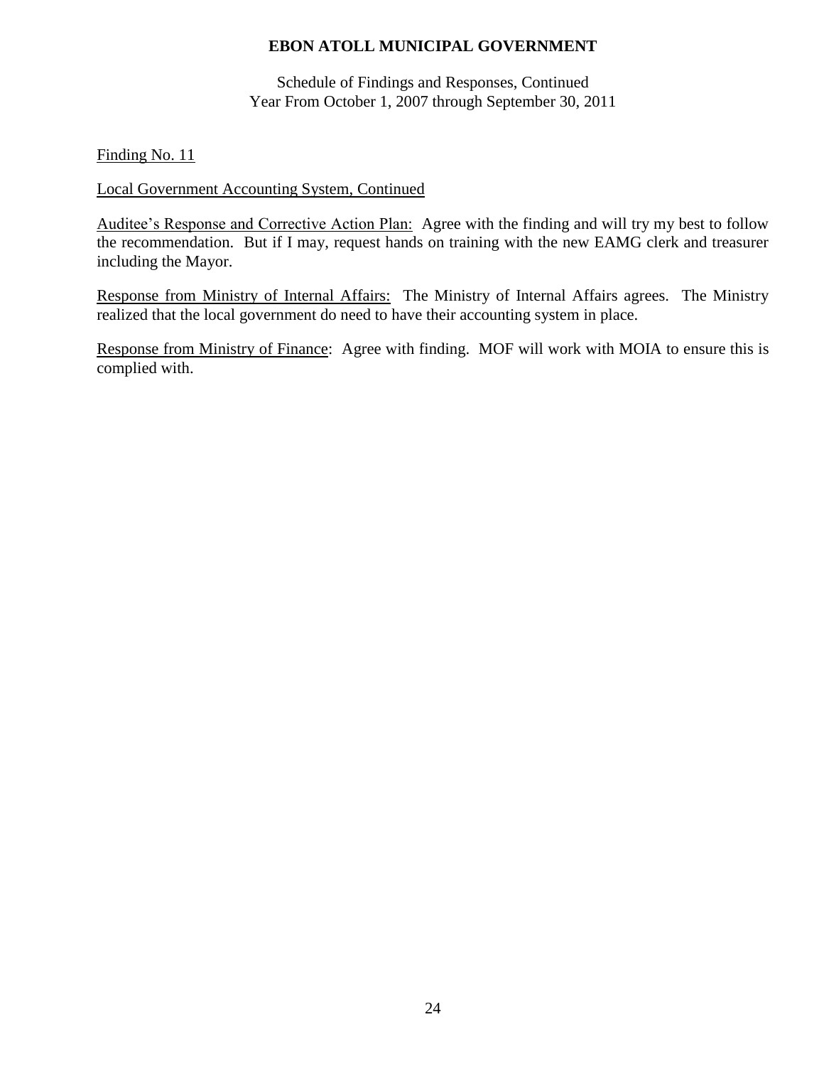Finding No. 11

Local Government Accounting System, Continued

Auditee's Response and Corrective Action Plan: Agree with the finding and will try my best to follow the recommendation. But if I may, request hands on training with the new EAMG clerk and treasurer including the Mayor.

Response from Ministry of Internal Affairs: The Ministry of Internal Affairs agrees. The Ministry realized that the local government do need to have their accounting system in place.

Response from Ministry of Finance: Agree with finding. MOF will work with MOIA to ensure this is complied with.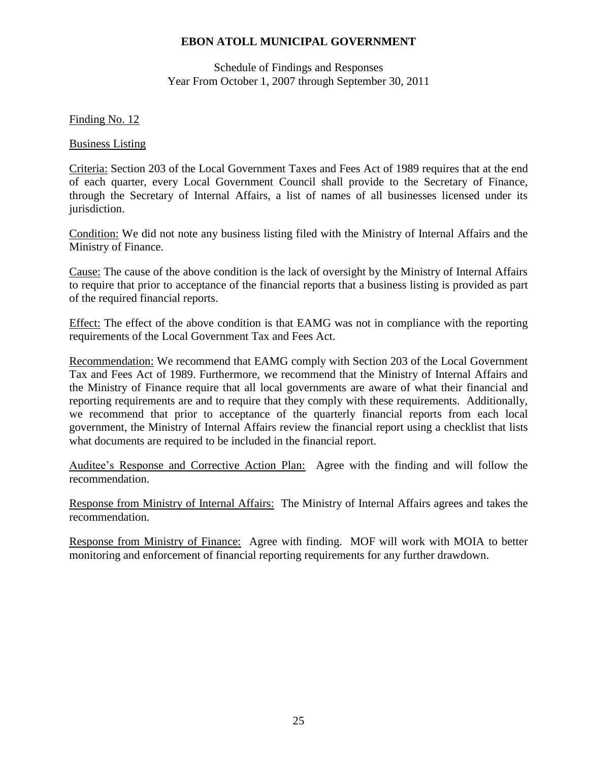**EBON ATOLL MUNICIPAL GOVERNMENT**

Schedule of Findings and Responses
Year From October 1, 2007 through September 30, 2011

Finding No. 12

Business Listing

Criteria: Section 203 of the Local Government Taxes and Fees Act of 1989 requires that at the end of each quarter, every Local Government Council shall provide to the Secretary of Finance, through the Secretary of Internal Affairs, a list of names of all businesses licensed under its jurisdiction.

Condition: We did not note any business listing filed with the Ministry of Internal Affairs and the Ministry of Finance.

Cause: The cause of the above condition is the lack of oversight by the Ministry of Internal Affairs to require that prior to acceptance of the financial reports that a business listing is provided as part of the required financial reports.

Effect: The effect of the above condition is that EAMG was not in compliance with the reporting requirements of the Local Government Tax and Fees Act.

Recommendation: We recommend that EAMG comply with Section 203 of the Local Government Tax and Fees Act of 1989. Furthermore, we recommend that the Ministry of Internal Affairs and the Ministry of Finance require that all local governments are aware of what their financial and reporting requirements are and to require that they comply with these requirements. Additionally, we recommend that prior to acceptance of the quarterly financial reports from each local government, the Ministry of Internal Affairs review the financial report using a checklist that lists what documents are required to be included in the financial report.

Auditee's Response and Corrective Action Plan: Agree with the finding and will follow the recommendation.

Response from Ministry of Internal Affairs: The Ministry of Internal Affairs agrees and takes the recommendation.

Response from Ministry of Finance: Agree with finding. MOF will work with MOIA to better monitoring and enforcement of financial reporting requirements for any further drawdown.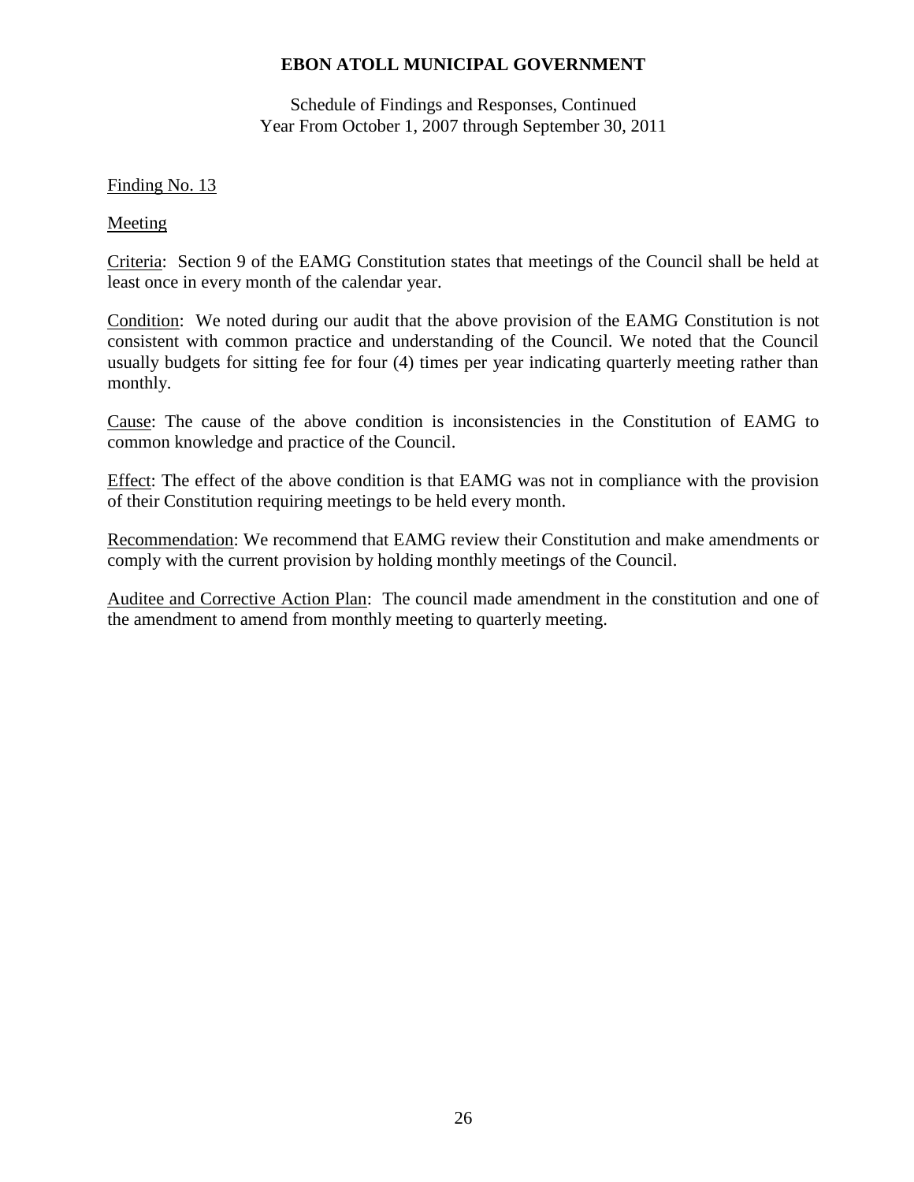**EBON ATOLL MUNICIPAL GOVERNMENT**

Schedule of Findings and Responses, Continued
Year From October 1, 2007 through September 30, 2011

Finding No. 13

Meeting

Criteria: Section 9 of the EAMG Constitution states that meetings of the Council shall be held at least once in every month of the calendar year.

Condition: We noted during our audit that the above provision of the EAMG Constitution is not consistent with common practice and understanding of the Council. We noted that the Council usually budgets for sitting fee for four (4) times per year indicating quarterly meeting rather than monthly.

Cause: The cause of the above condition is inconsistencies in the Constitution of EAMG to common knowledge and practice of the Council.

Effect: The effect of the above condition is that EAMG was not in compliance with the provision of their Constitution requiring meetings to be held every month.

Recommendation: We recommend that EAMG review their Constitution and make amendments or comply with the current provision by holding monthly meetings of the Council.

Auditee and Corrective Action Plan: The council made amendment in the constitution and one of the amendment to amend from monthly meeting to quarterly meeting.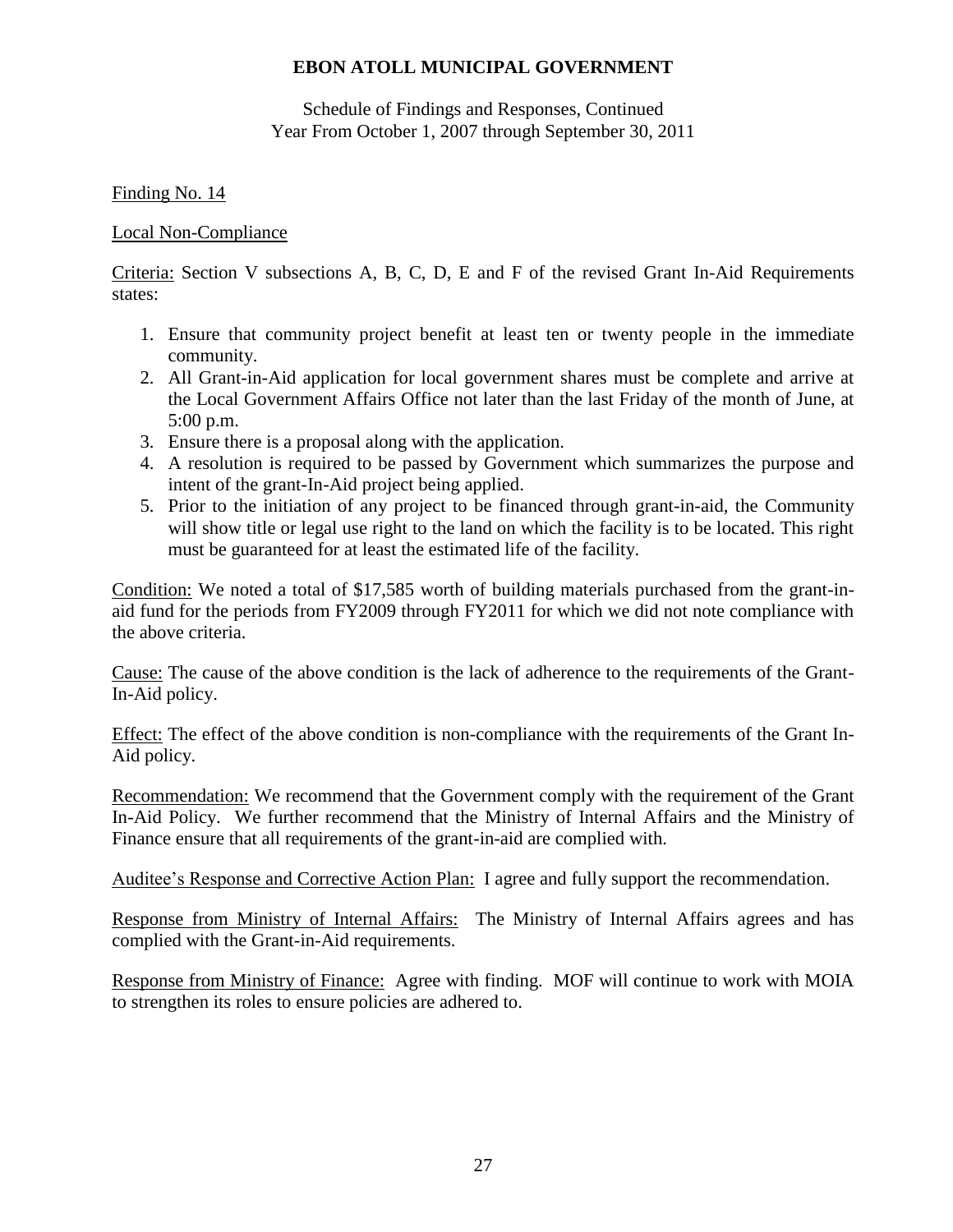# EBON ATOLL MUNICIPAL GOVERNMENT

Schedule of Findings and Responses, Continued
Year From October 1, 2007 through September 30, 2011

Finding No. 14

Local Non-Compliance

Criteria: Section V subsections A, B, C, D, E and F of the revised Grant In-Aid Requirements states:

1. Ensure that community project benefit at least ten or twenty people in the immediate community.
2. All Grant-in-Aid application for local government shares must be complete and arrive at the Local Government Affairs Office not later than the last Friday of the month of June, at 5:00 p.m.
3. Ensure there is a proposal along with the application.
4. A resolution is required to be passed by Government which summarizes the purpose and intent of the grant-In-Aid project being applied.
5. Prior to the initiation of any project to be financed through grant-in-aid, the Community will show title or legal use right to the land on which the facility is to be located. This right must be guaranteed for at least the estimated life of the facility.

Condition: We noted a total of $17,585 worth of building materials purchased from the grant-in-aid fund for the periods from FY2009 through FY2011 for which we did not note compliance with the above criteria.

Cause: The cause of the above condition is the lack of adherence to the requirements of the Grant-In-Aid policy.

Effect: The effect of the above condition is non-compliance with the requirements of the Grant In-Aid policy.

Recommendation: We recommend that the Government comply with the requirement of the Grant In-Aid Policy. We further recommend that the Ministry of Internal Affairs and the Ministry of Finance ensure that all requirements of the grant-in-aid are complied with.

Auditee's Response and Corrective Action Plan: I agree and fully support the recommendation.

Response from Ministry of Internal Affairs: The Ministry of Internal Affairs agrees and has complied with the Grant-in-Aid requirements.

Response from Ministry of Finance: Agree with finding. MOF will continue to work with MOIA to strengthen its roles to ensure policies are adhered to.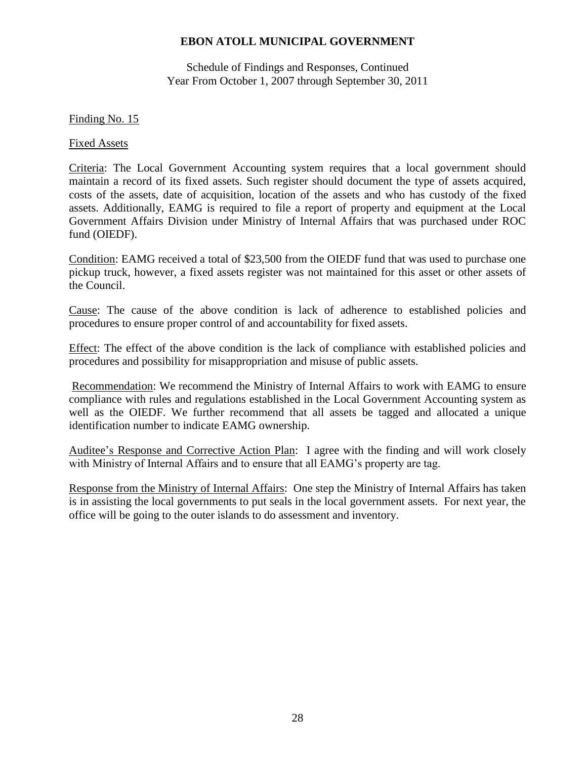# EBON ATOLL MUNICIPAL GOVERNMENT

Schedule of Findings and Responses, Continued
Year From October 1, 2007 through September 30, 2011

Finding No. 15

Fixed Assets

Criteria: The Local Government Accounting system requires that a local government should maintain a record of its fixed assets. Such register should document the type of assets acquired, costs of the assets, date of acquisition, location of the assets and who has custody of the fixed assets. Additionally, EAMG is required to file a report of property and equipment at the Local Government Affairs Division under Ministry of Internal Affairs that was purchased under ROC fund (OIEDF).

Condition: EAMG received a total of $23,500 from the OIEDF fund that was used to purchase one pickup truck, however, a fixed assets register was not maintained for this asset or other assets of the Council.

Cause: The cause of the above condition is lack of adherence to established policies and procedures to ensure proper control of and accountability for fixed assets.

Effect: The effect of the above condition is the lack of compliance with established policies and procedures and possibility for misappropriation and misuse of public assets.

Recommendation: We recommend the Ministry of Internal Affairs to work with EAMG to ensure compliance with rules and regulations established in the Local Government Accounting system as well as the OIEDF. We further recommend that all assets be tagged and allocated a unique identification number to indicate EAMG ownership.

Auditee's Response and Corrective Action Plan: I agree with the finding and will work closely with Ministry of Internal Affairs and to ensure that all EAMG's property are tag.

Response from the Ministry of Internal Affairs: One step the Ministry of Internal Affairs has taken is in assisting the local governments to put seals in the local government assets. For next year, the office will be going to the outer islands to do assessment and inventory.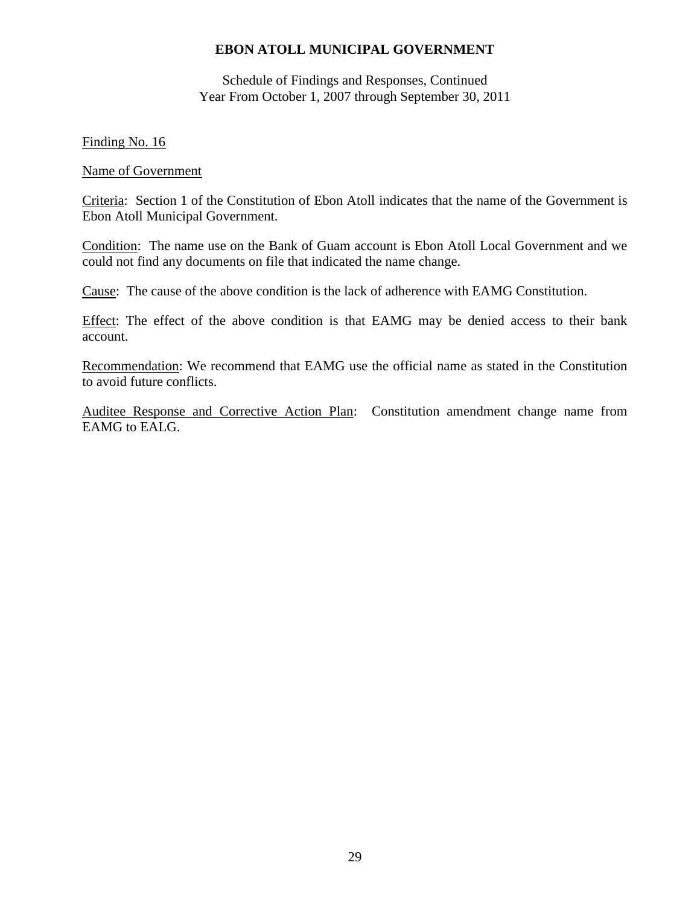# EBON ATOLL MUNICIPAL GOVERNMENT

Schedule of Findings and Responses, Continued
Year From October 1, 2007 through September 30, 2011

Finding No. 16

Name of Government

Criteria: Section 1 of the Constitution of Ebon Atoll indicates that the name of the Government is Ebon Atoll Municipal Government.

Condition: The name use on the Bank of Guam account is Ebon Atoll Local Government and we could not find any documents on file that indicated the name change.

Cause: The cause of the above condition is the lack of adherence with EAMG Constitution.

Effect: The effect of the above condition is that EAMG may be denied access to their bank account.

Recommendation: We recommend that EAMG use the official name as stated in the Constitution to avoid future conflicts.

Auditee Response and Corrective Action Plan: Constitution amendment change name from EAMG to EALG.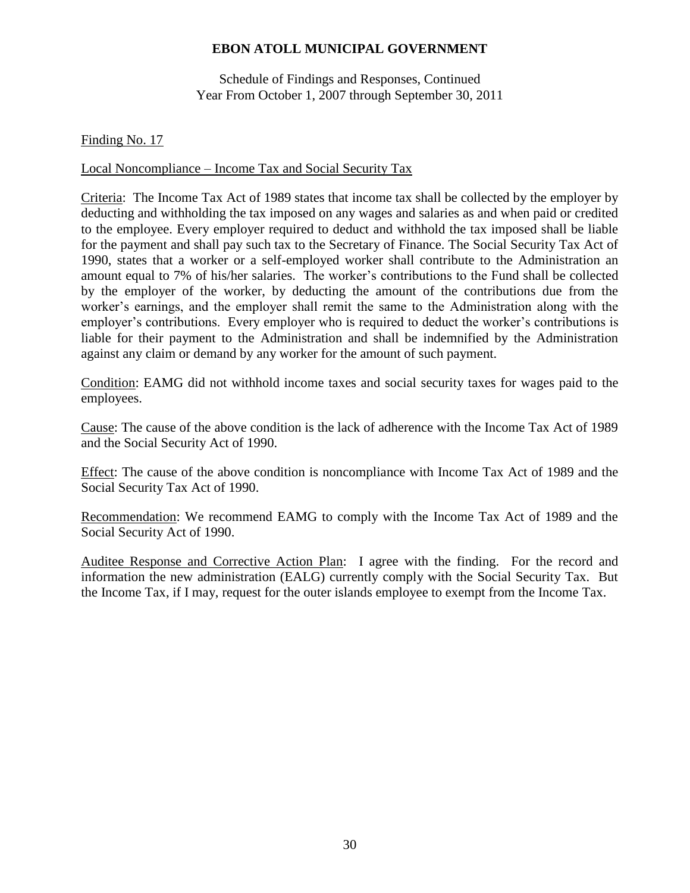# EBON ATOLL MUNICIPAL GOVERNMENT

Schedule of Findings and Responses, Continued
Year From October 1, 2007 through September 30, 2011

Finding No. 17

Local Noncompliance – Income Tax and Social Security Tax

Criteria: The Income Tax Act of 1989 states that income tax shall be collected by the employer by deducting and withholding the tax imposed on any wages and salaries as and when paid or credited to the employee. Every employer required to deduct and withhold the tax imposed shall be liable for the payment and shall pay such tax to the Secretary of Finance. The Social Security Tax Act of 1990, states that a worker or a self-employed worker shall contribute to the Administration an amount equal to 7% of his/her salaries. The worker's contributions to the Fund shall be collected by the employer of the worker, by deducting the amount of the contributions due from the worker's earnings, and the employer shall remit the same to the Administration along with the employer's contributions. Every employer who is required to deduct the worker's contributions is liable for their payment to the Administration and shall be indemnified by the Administration against any claim or demand by any worker for the amount of such payment.

Condition: EAMG did not withhold income taxes and social security taxes for wages paid to the employees.

Cause: The cause of the above condition is the lack of adherence with the Income Tax Act of 1989 and the Social Security Act of 1990.

Effect: The cause of the above condition is noncompliance with Income Tax Act of 1989 and the Social Security Tax Act of 1990.

Recommendation: We recommend EAMG to comply with the Income Tax Act of 1989 and the Social Security Act of 1990.

Auditee Response and Corrective Action Plan: I agree with the finding. For the record and information the new administration (EALG) currently comply with the Social Security Tax. But the Income Tax, if I may, request for the outer islands employee to exempt from the Income Tax.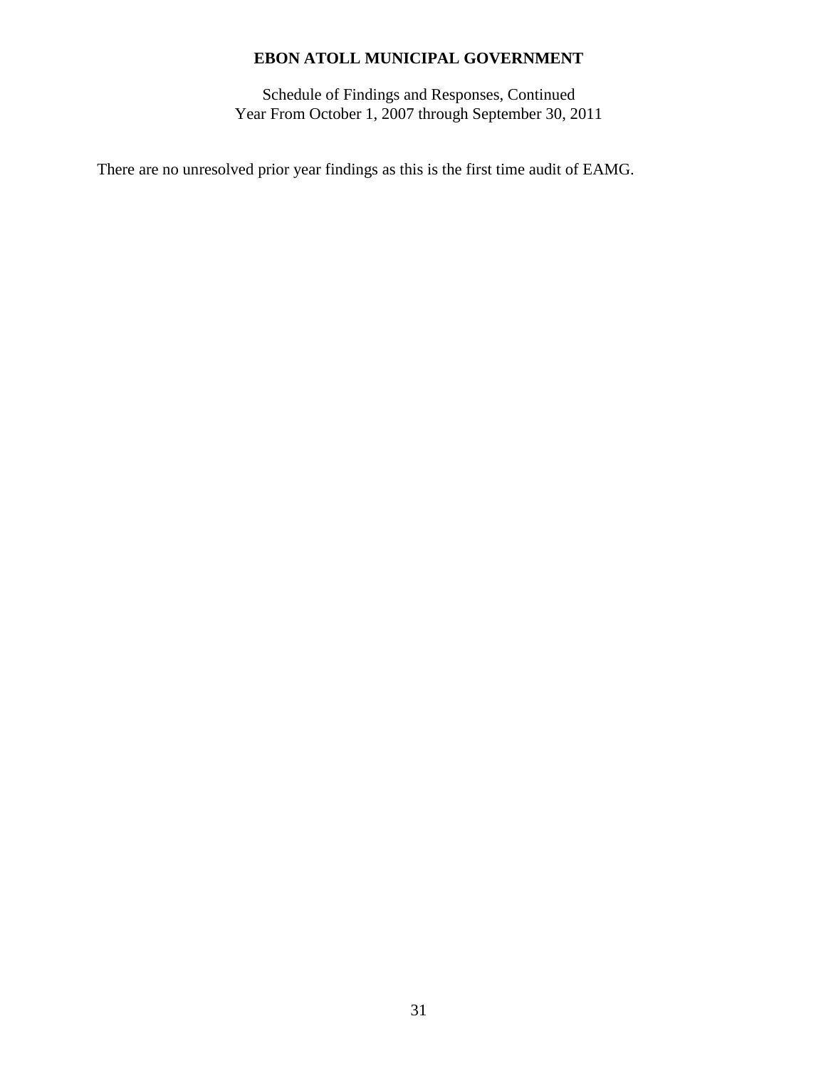# EBON ATOLL MUNICIPAL GOVERNMENT

Schedule of Findings and Responses, Continued
Year From October 1, 2007 through September 30, 2011

There are no unresolved prior year findings as this is the first time audit of EAMG.